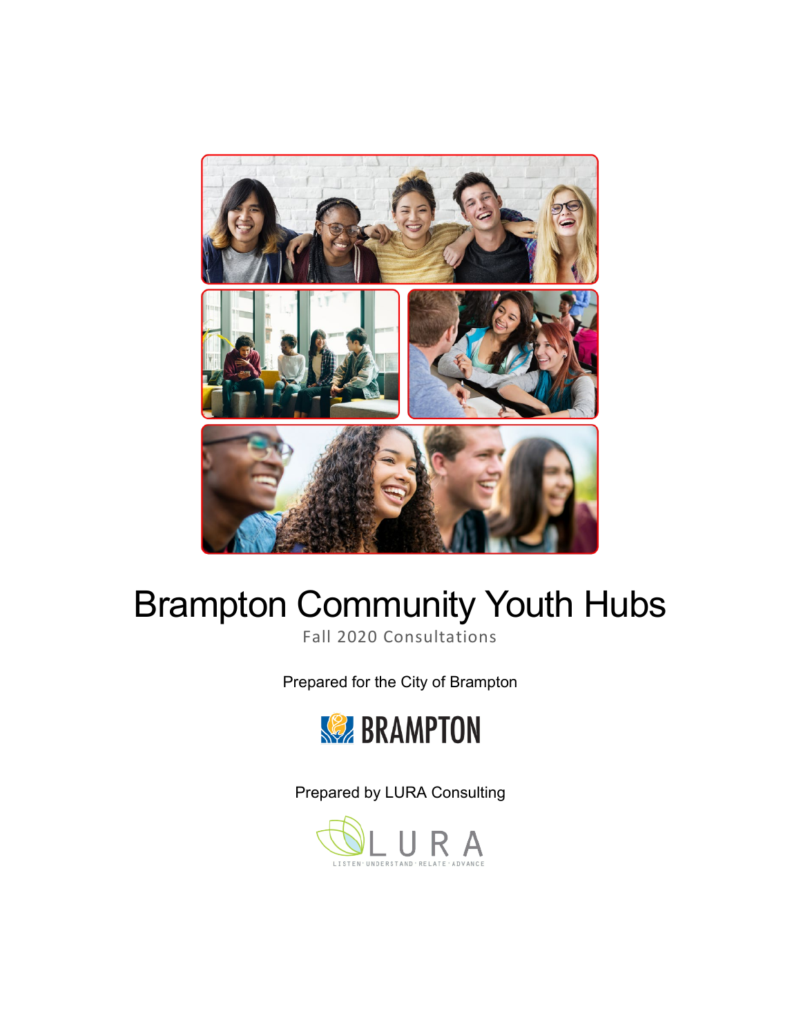# Brampton Community Youth Hubs

Fall 2020 Consultations

Prepared for the City of Brampton

BRAMPTON

Prepared by LURA Consulting

LURA

LISTEN · UNDERSTAND · RELATE · ADVANCE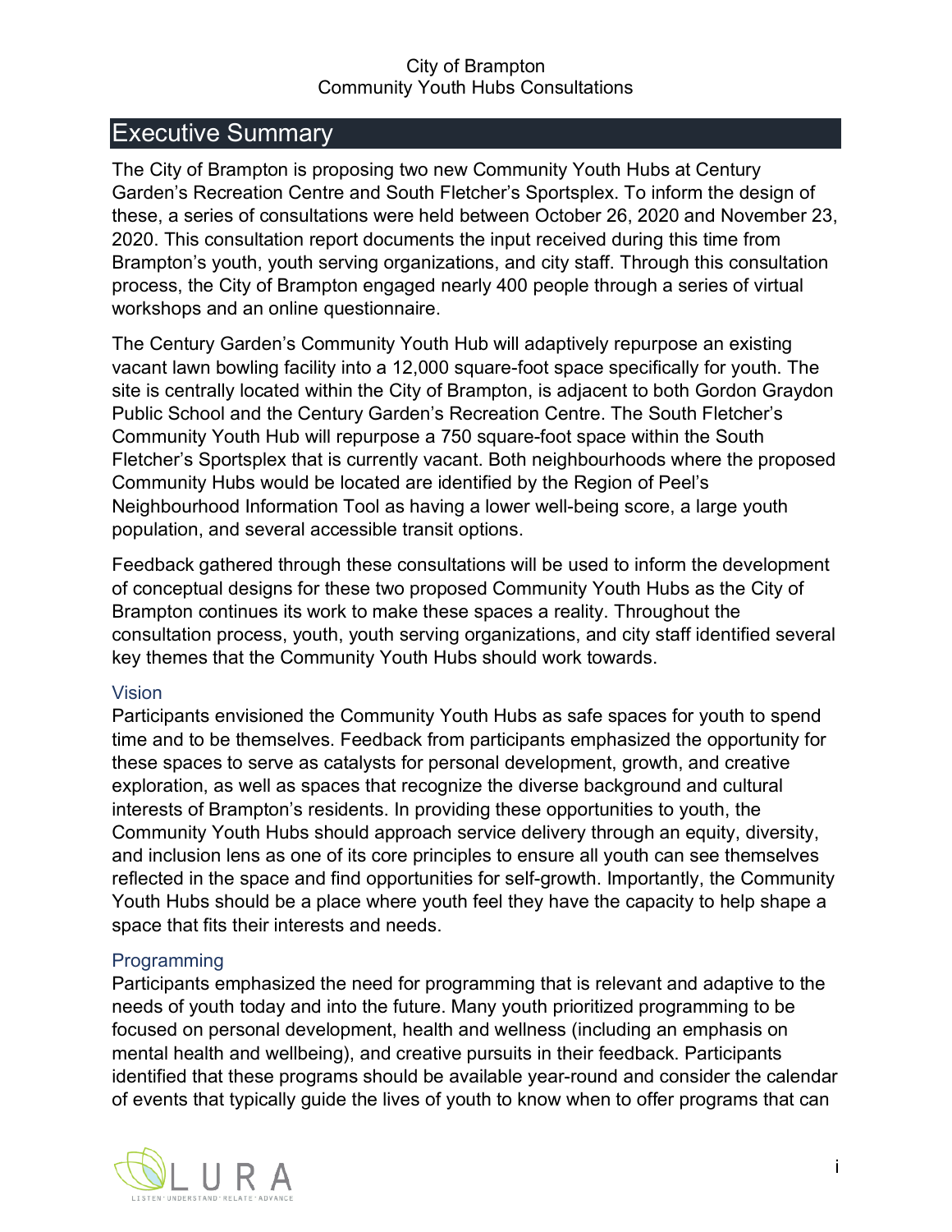# Executive Summary

The City of Brampton is proposing two new Community Youth Hubs at Century Garden's Recreation Centre and South Fletcher's Sportsplex. To inform the design of these, a series of consultations were held between October 26, 2020 and November 23, 2020. This consultation report documents the input received during this time from Brampton's youth, youth serving organizations, and city staff. Through this consultation process, the City of Brampton engaged nearly 400 people through a series of virtual workshops and an online questionnaire.

The Century Garden's Community Youth Hub will adaptively repurpose an existing vacant lawn bowling facility into a 12,000 square-foot space specifically for youth. The site is centrally located within the City of Brampton, is adjacent to both Gordon Graydon Public School and the Century Garden's Recreation Centre. The South Fletcher's Community Youth Hub will repurpose a 750 square-foot space within the South Fletcher's Sportsplex that is currently vacant. Both neighbourhoods where the proposed Community Hubs would be located are identified by the Region of Peel's Neighbourhood Information Tool as having a lower well-being score, a large youth population, and several accessible transit options.

Feedback gathered through these consultations will be used to inform the development of conceptual designs for these two proposed Community Youth Hubs as the City of Brampton continues its work to make these spaces a reality. Throughout the consultation process, youth, youth serving organizations, and city staff identified several key themes that the Community Youth Hubs should work towards.

### Vision

Participants envisioned the Community Youth Hubs as safe spaces for youth to spend time and to be themselves. Feedback from participants emphasized the opportunity for these spaces to serve as catalysts for personal development, growth, and creative exploration, as well as spaces that recognize the diverse background and cultural interests of Brampton's residents. In providing these opportunities to youth, the Community Youth Hubs should approach service delivery through an equity, diversity, and inclusion lens as one of its core principles to ensure all youth can see themselves reflected in the space and find opportunities for self-growth. Importantly, the Community Youth Hubs should be a place where youth feel they have the capacity to help shape a space that fits their interests and needs.

### Programming

Participants emphasized the need for programming that is relevant and adaptive to the needs of youth today and into the future. Many youth prioritized programming to be focused on personal development, health and wellness (including an emphasis on mental health and wellbeing), and creative pursuits in their feedback. Participants identified that these programs should be available year-round and consider the calendar of events that typically guide the lives of youth to know when to offer programs that can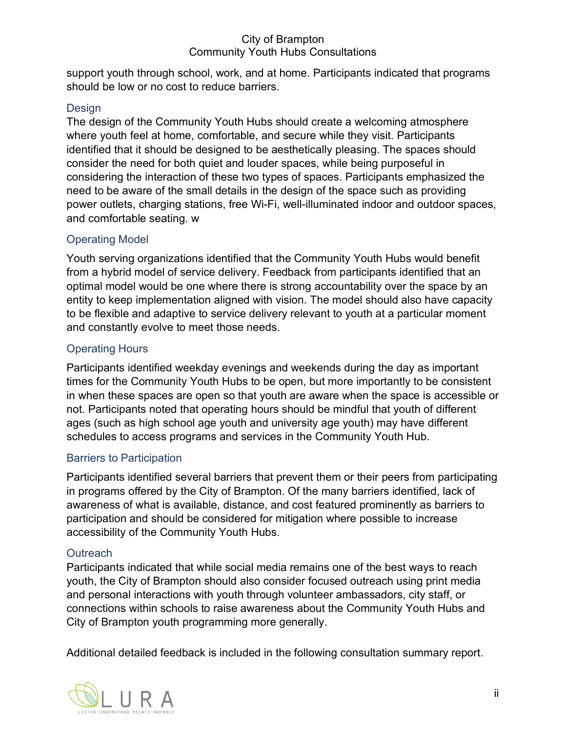support youth through school, work, and at home. Participants indicated that programs should be low or no cost to reduce barriers.

### Design

The design of the Community Youth Hubs should create a welcoming atmosphere where youth feel at home, comfortable, and secure while they visit. Participants identified that it should be designed to be aesthetically pleasing. The spaces should consider the need for both quiet and louder spaces, while being purposeful in considering the interaction of these two types of spaces. Participants emphasized the need to be aware of the small details in the design of the space such as providing power outlets, charging stations, free Wi-Fi, well-illuminated indoor and outdoor spaces, and comfortable seating. w

### Operating Model

Youth serving organizations identified that the Community Youth Hubs would benefit from a hybrid model of service delivery. Feedback from participants identified that an optimal model would be one where there is strong accountability over the space by an entity to keep implementation aligned with vision. The model should also have capacity to be flexible and adaptive to service delivery relevant to youth at a particular moment and constantly evolve to meet those needs.

### Operating Hours

Participants identified weekday evenings and weekends during the day as important times for the Community Youth Hubs to be open, but more importantly to be consistent in when these spaces are open so that youth are aware when the space is accessible or not. Participants noted that operating hours should be mindful that youth of different ages (such as high school age youth and university age youth) may have different schedules to access programs and services in the Community Youth Hub.

### Barriers to Participation

Participants identified several barriers that prevent them or their peers from participating in programs offered by the City of Brampton. Of the many barriers identified, lack of awareness of what is available, distance, and cost featured prominently as barriers to participation and should be considered for mitigation where possible to increase accessibility of the Community Youth Hubs.

### Outreach

Participants indicated that while social media remains one of the best ways to reach youth, the City of Brampton should also consider focused outreach using print media and personal interactions with youth through volunteer ambassadors, city staff, or connections within schools to raise awareness about the Community Youth Hubs and City of Brampton youth programming more generally.

Additional detailed feedback is included in the following consultation summary report.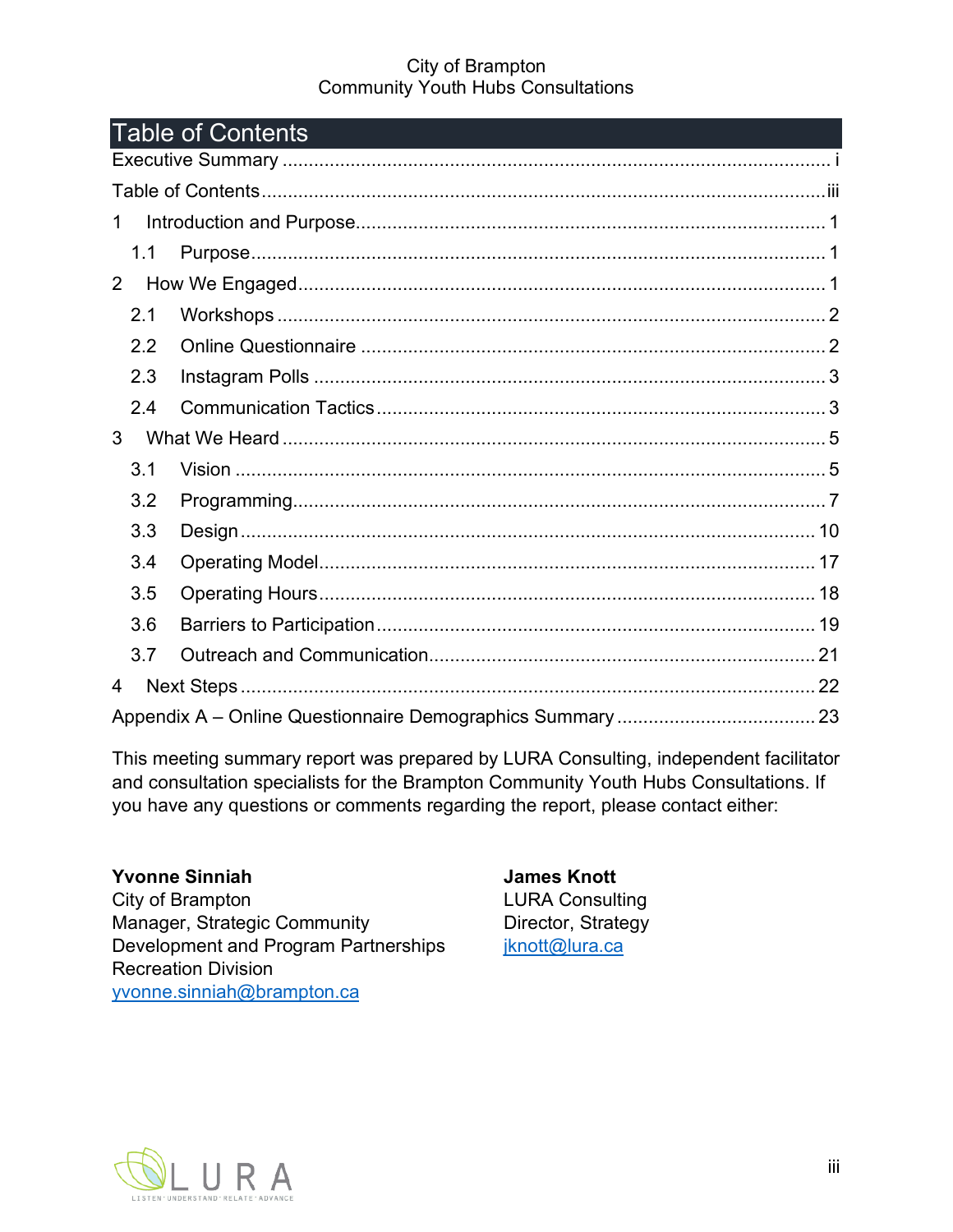# Table of Contents

Executive Summary ....................................................................................................... i

Table of Contents ........................................................................................................ iii

1 Introduction and Purpose ......................................................................................... 1

  1.1 Purpose ............................................................................................................. 1

2 How We Engaged ..................................................................................................... 1

  2.1 Workshops ......................................................................................................... 2

  2.2 Online Questionnaire ......................................................................................... 2

  2.3 Instagram Polls .................................................................................................. 3

  2.4 Communication Tactics ..................................................................................... 3

3 What We Heard ........................................................................................................ 5

  3.1 Vision ................................................................................................................. 5

  3.2 Programming ...................................................................................................... 7

  3.3 Design ............................................................................................................... 10

  3.4 Operating Model ............................................................................................... 17

  3.5 Operating Hours ............................................................................................... 18

  3.6 Barriers to Participation .................................................................................... 19

  3.7 Outreach and Communication .......................................................................... 21

4 Next Steps ............................................................................................................... 22

Appendix A – Online Questionnaire Demographics Summary ..................................... 23

This meeting summary report was prepared by LURA Consulting, independent facilitator and consultation specialists for the Brampton Community Youth Hubs Consultations. If you have any questions or comments regarding the report, please contact either:

**Yvonne Sinniah**
City of Brampton
Manager, Strategic Community Development and Program Partnerships
Recreation Division
yvonne.sinniah@brampton.ca

**James Knott**
LURA Consulting
Director, Strategy
jknott@lura.ca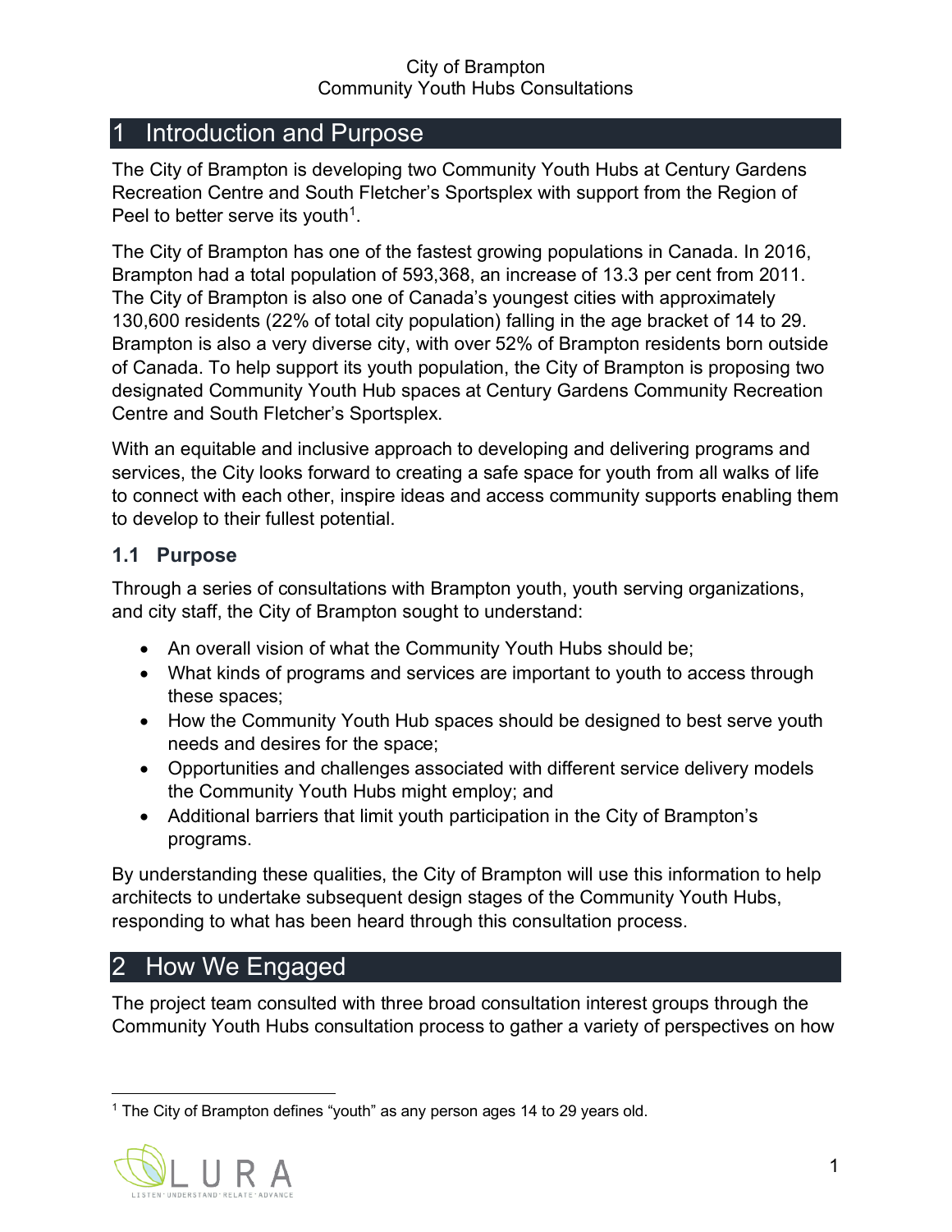# 1 Introduction and Purpose

The City of Brampton is developing two Community Youth Hubs at Century Gardens Recreation Centre and South Fletcher's Sportsplex with support from the Region of Peel to better serve its youth[1].

The City of Brampton has one of the fastest growing populations in Canada. In 2016, Brampton had a total population of 593,368, an increase of 13.3 per cent from 2011. The City of Brampton is also one of Canada's youngest cities with approximately 130,600 residents (22% of total city population) falling in the age bracket of 14 to 29. Brampton is also a very diverse city, with over 52% of Brampton residents born outside of Canada. To help support its youth population, the City of Brampton is proposing two designated Community Youth Hub spaces at Century Gardens Community Recreation Centre and South Fletcher's Sportsplex.

With an equitable and inclusive approach to developing and delivering programs and services, the City looks forward to creating a safe space for youth from all walks of life to connect with each other, inspire ideas and access community supports enabling them to develop to their fullest potential.

## 1.1 Purpose

Through a series of consultations with Brampton youth, youth serving organizations, and city staff, the City of Brampton sought to understand:

- An overall vision of what the Community Youth Hubs should be;
- What kinds of programs and services are important to youth to access through these spaces;
- How the Community Youth Hub spaces should be designed to best serve youth needs and desires for the space;
- Opportunities and challenges associated with different service delivery models the Community Youth Hubs might employ; and
- Additional barriers that limit youth participation in the City of Brampton's programs.

By understanding these qualities, the City of Brampton will use this information to help architects to undertake subsequent design stages of the Community Youth Hubs, responding to what has been heard through this consultation process.

# 2 How We Engaged

The project team consulted with three broad consultation interest groups through the Community Youth Hubs consultation process to gather a variety of perspectives on how

[1] The City of Brampton defines "youth" as any person ages 14 to 29 years old.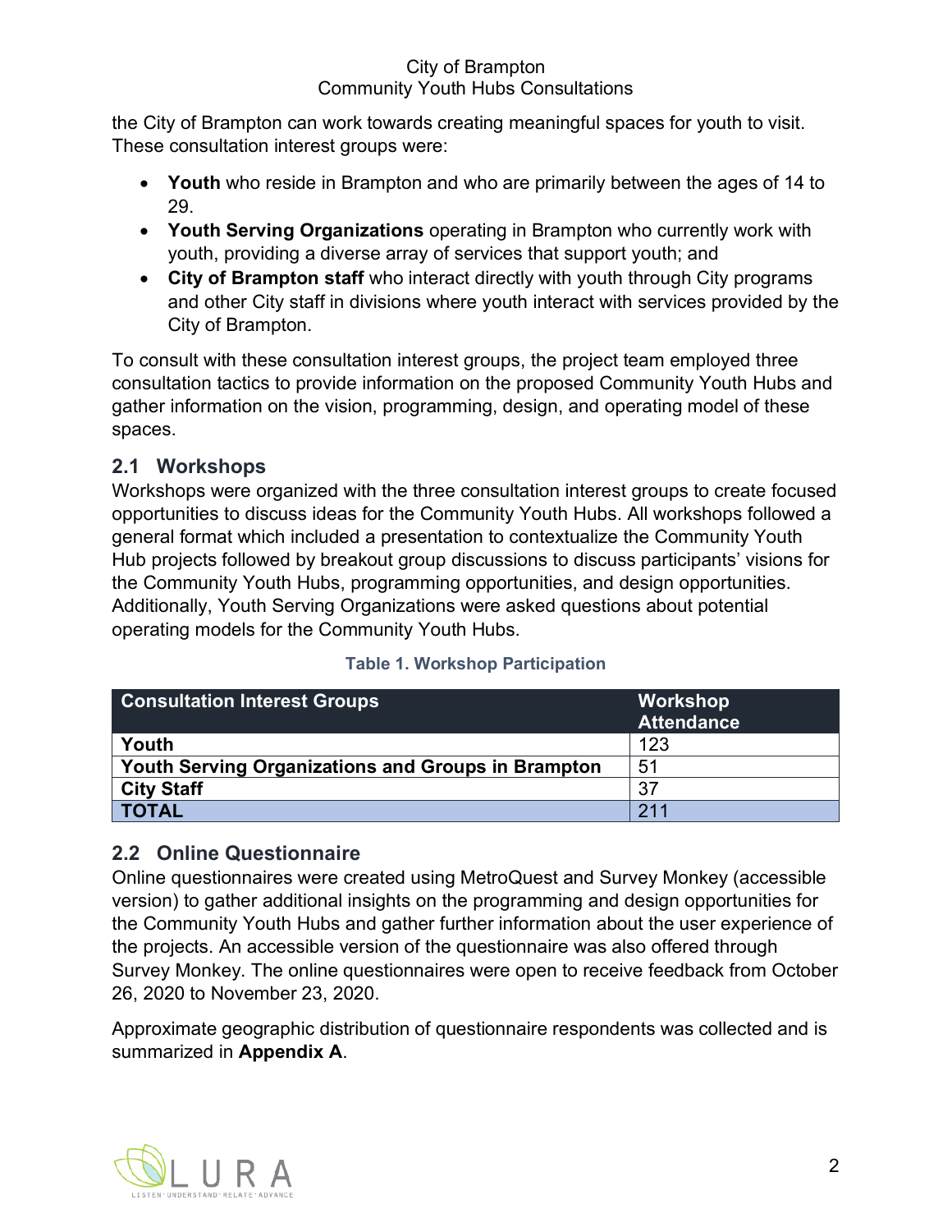the City of Brampton can work towards creating meaningful spaces for youth to visit. These consultation interest groups were:

- **Youth** who reside in Brampton and who are primarily between the ages of 14 to 29.
- **Youth Serving Organizations** operating in Brampton who currently work with youth, providing a diverse array of services that support youth; and
- **City of Brampton staff** who interact directly with youth through City programs and other City staff in divisions where youth interact with services provided by the City of Brampton.

To consult with these consultation interest groups, the project team employed three consultation tactics to provide information on the proposed Community Youth Hubs and gather information on the vision, programming, design, and operating model of these spaces.

## 2.1 Workshops

Workshops were organized with the three consultation interest groups to create focused opportunities to discuss ideas for the Community Youth Hubs. All workshops followed a general format which included a presentation to contextualize the Community Youth Hub projects followed by breakout group discussions to discuss participants' visions for the Community Youth Hubs, programming opportunities, and design opportunities. Additionally, Youth Serving Organizations were asked questions about potential operating models for the Community Youth Hubs.

**Table 1. Workshop Participation**

| Consultation Interest Groups | Workshop Attendance |
| --- | --- |
| **Youth** | 123 |
| **Youth Serving Organizations and Groups in Brampton** | 51 |
| **City Staff** | 37 |
| **TOTAL** | 211 |

## 2.2 Online Questionnaire

Online questionnaires were created using MetroQuest and Survey Monkey (accessible version) to gather additional insights on the programming and design opportunities for the Community Youth Hubs and gather further information about the user experience of the projects. An accessible version of the questionnaire was also offered through Survey Monkey. The online questionnaires were open to receive feedback from October 26, 2020 to November 23, 2020.

Approximate geographic distribution of questionnaire respondents was collected and is summarized in **Appendix A**.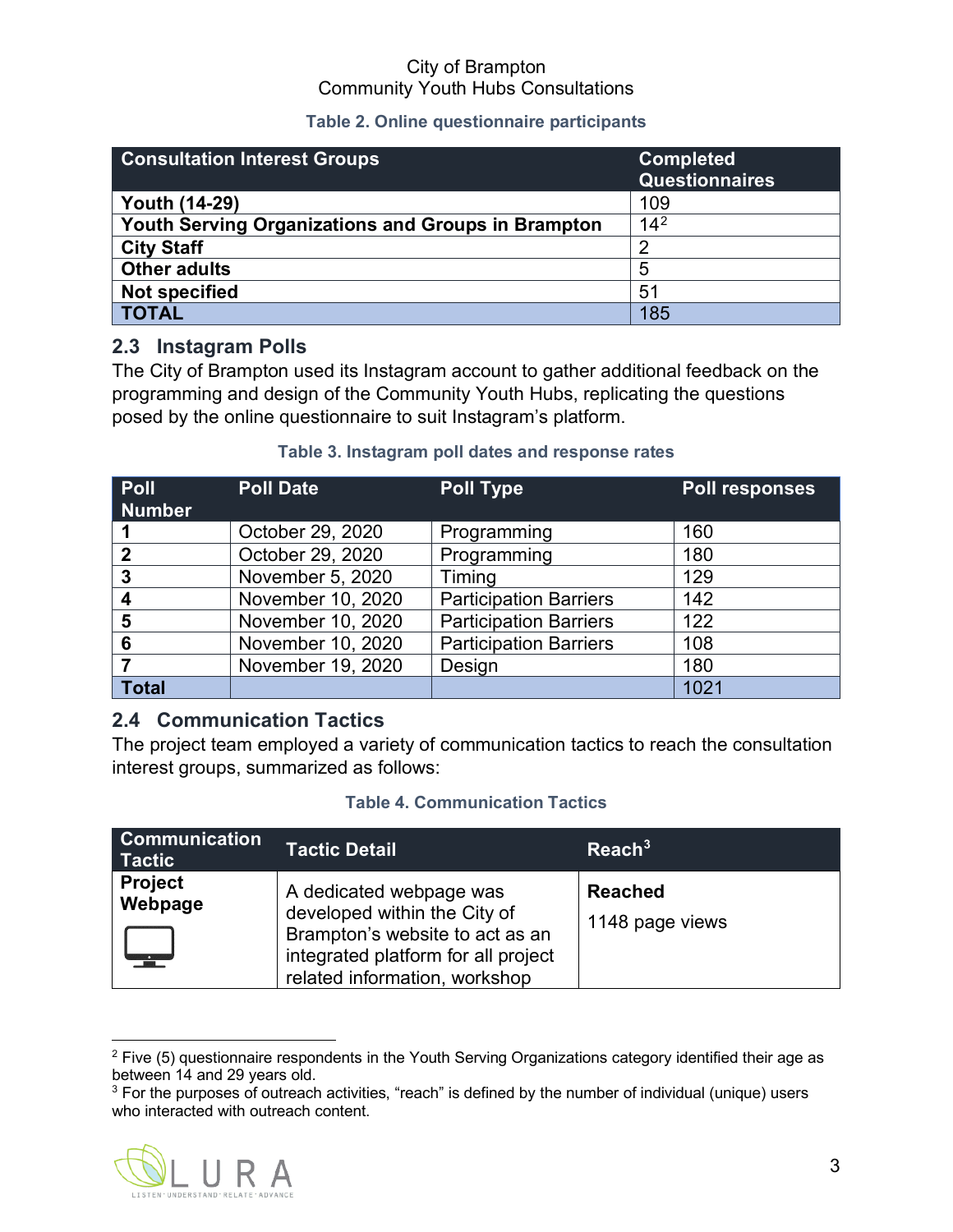**Table 2. Online questionnaire participants**

| Consultation Interest Groups | Completed Questionnaires |
|---|---|
| **Youth (14-29)** | 109 |
| **Youth Serving Organizations and Groups in Brampton** | 14[2] |
| **City Staff** | 2 |
| **Other adults** | 5 |
| **Not specified** | 51 |
| **TOTAL** | 185 |

## 2.3 Instagram Polls

The City of Brampton used its Instagram account to gather additional feedback on the programming and design of the Community Youth Hubs, replicating the questions posed by the online questionnaire to suit Instagram's platform.

**Table 3. Instagram poll dates and response rates**

| Poll Number | Poll Date | Poll Type | Poll responses |
|---|---|---|---|
| **1** | October 29, 2020 | Programming | 160 |
| **2** | October 29, 2020 | Programming | 180 |
| **3** | November 5, 2020 | Timing | 129 |
| **4** | November 10, 2020 | Participation Barriers | 142 |
| **5** | November 10, 2020 | Participation Barriers | 122 |
| **6** | November 10, 2020 | Participation Barriers | 108 |
| **7** | November 19, 2020 | Design | 180 |
| **Total** | | | 1021 |

## 2.4 Communication Tactics

The project team employed a variety of communication tactics to reach the consultation interest groups, summarized as follows:

**Table 4. Communication Tactics**

| Communication Tactic | Tactic Detail | Reach[3] |
|---|---|---|
| **Project Webpage** | A dedicated webpage was developed within the City of Brampton's website to act as an integrated platform for all project related information, workshop | **Reached** 1148 page views |

[2] Five (5) questionnaire respondents in the Youth Serving Organizations category identified their age as between 14 and 29 years old.

[3] For the purposes of outreach activities, "reach" is defined by the number of individual (unique) users who interacted with outreach content.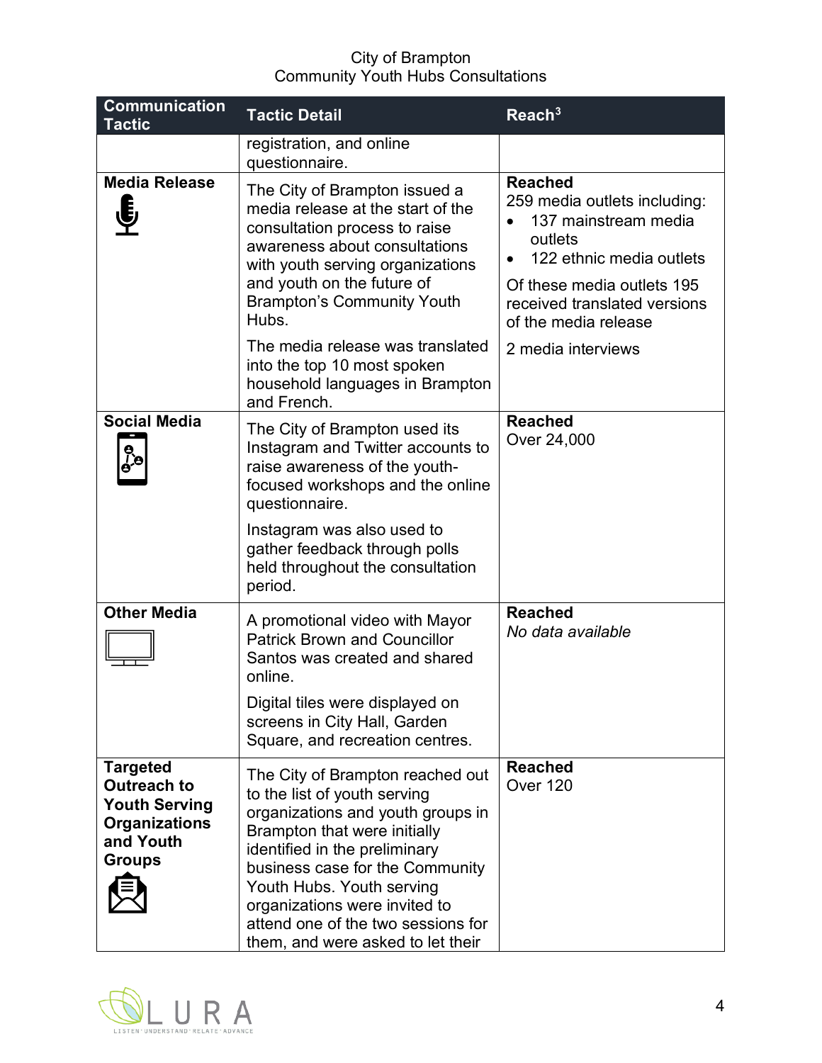| Communication Tactic | Tactic Detail | Reach[3] |
|---|---|---|
| | registration, and online questionnaire. | |
| **Media Release** | The City of Brampton issued a media release at the start of the consultation process to raise awareness about consultations with youth serving organizations and youth on the future of Brampton's Community Youth Hubs. <br><br> The media release was translated into the top 10 most spoken household languages in Brampton and French. | **Reached** <br> 259 media outlets including: <br> • 137 mainstream media outlets <br> • 122 ethnic media outlets <br><br> Of these media outlets 195 received translated versions of the media release <br><br> 2 media interviews |
| **Social Media** | The City of Brampton used its Instagram and Twitter accounts to raise awareness of the youth-focused workshops and the online questionnaire. <br><br> Instagram was also used to gather feedback through polls held throughout the consultation period. | **Reached** <br> Over 24,000 |
| **Other Media** | A promotional video with Mayor Patrick Brown and Councillor Santos was created and shared online. <br><br> Digital tiles were displayed on screens in City Hall, Garden Square, and recreation centres. | **Reached** <br> *No data available* |
| **Targeted Outreach to Youth Serving Organizations and Youth Groups** | The City of Brampton reached out to the list of youth serving organizations and youth groups in Brampton that were initially identified in the preliminary business case for the Community Youth Hubs. Youth serving organizations were invited to attend one of the two sessions for them, and were asked to let their | **Reached** <br> Over 120 |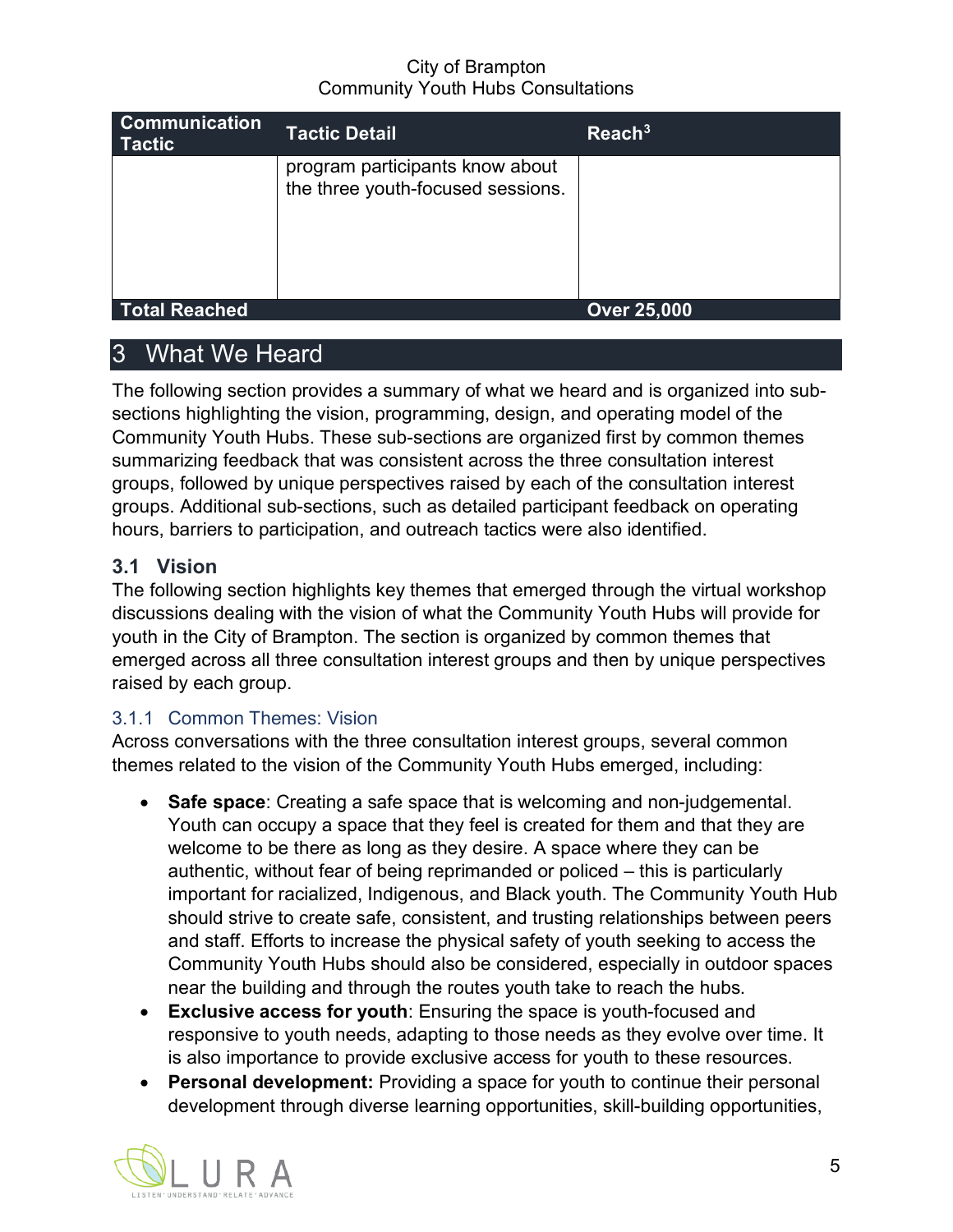| Communication Tactic | Tactic Detail | Reach[3] |
|---|---|---|
| | program participants know about the three youth-focused sessions. | |
| **Total Reached** | | **Over 25,000** |

# 3 What We Heard

The following section provides a summary of what we heard and is organized into sub-sections highlighting the vision, programming, design, and operating model of the Community Youth Hubs. These sub-sections are organized first by common themes summarizing feedback that was consistent across the three consultation interest groups, followed by unique perspectives raised by each of the consultation interest groups. Additional sub-sections, such as detailed participant feedback on operating hours, barriers to participation, and outreach tactics were also identified.

## 3.1 Vision

The following section highlights key themes that emerged through the virtual workshop discussions dealing with the vision of what the Community Youth Hubs will provide for youth in the City of Brampton. The section is organized by common themes that emerged across all three consultation interest groups and then by unique perspectives raised by each group.

### 3.1.1 Common Themes: Vision

Across conversations with the three consultation interest groups, several common themes related to the vision of the Community Youth Hubs emerged, including:

- **Safe space**: Creating a safe space that is welcoming and non-judgemental. Youth can occupy a space that they feel is created for them and that they are welcome to be there as long as they desire. A space where they can be authentic, without fear of being reprimanded or policed – this is particularly important for racialized, Indigenous, and Black youth. The Community Youth Hub should strive to create safe, consistent, and trusting relationships between peers and staff. Efforts to increase the physical safety of youth seeking to access the Community Youth Hubs should also be considered, especially in outdoor spaces near the building and through the routes youth take to reach the hubs.
- **Exclusive access for youth**: Ensuring the space is youth-focused and responsive to youth needs, adapting to those needs as they evolve over time. It is also importance to provide exclusive access for youth to these resources.
- **Personal development:** Providing a space for youth to continue their personal development through diverse learning opportunities, skill-building opportunities,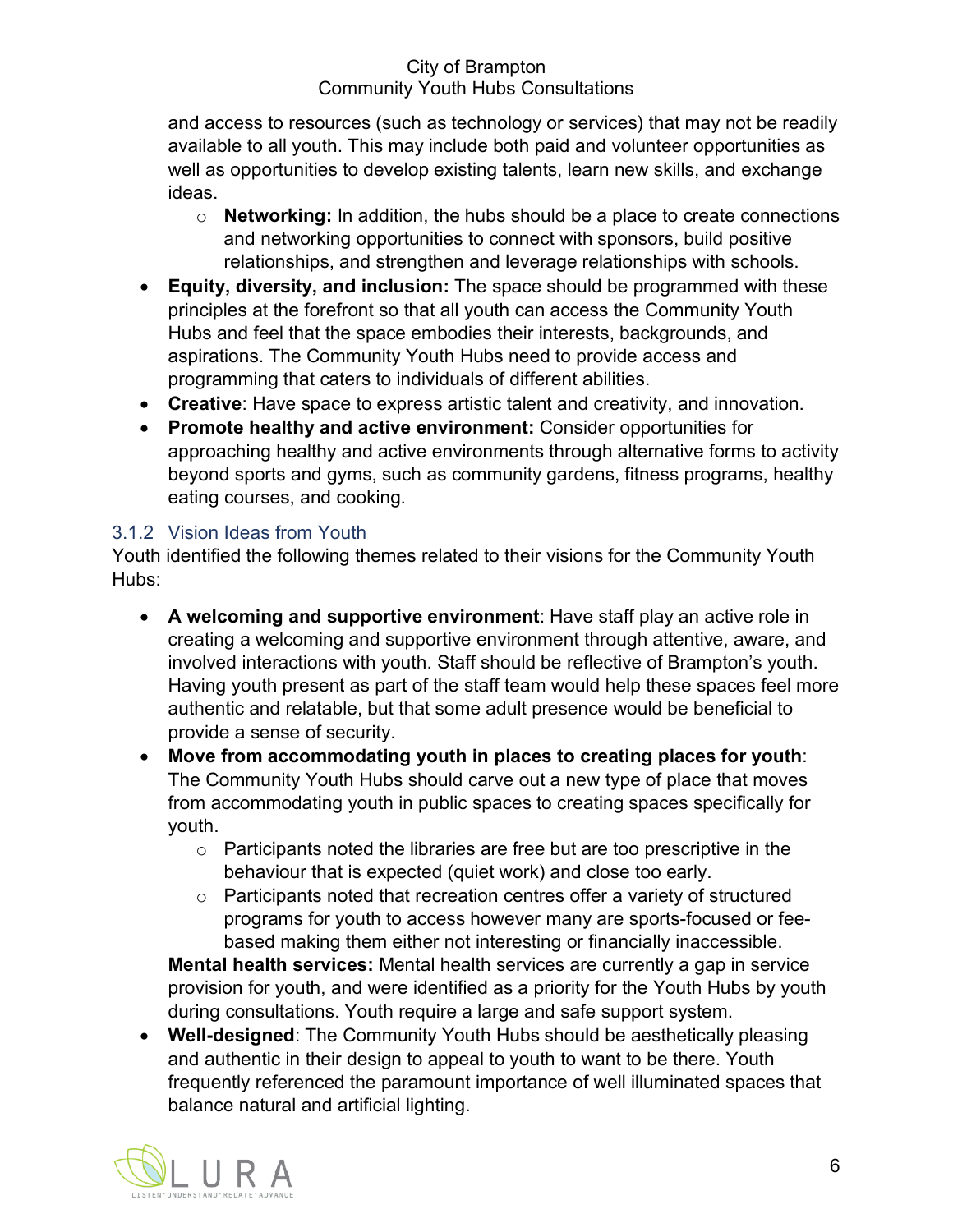and access to resources (such as technology or services) that may not be readily available to all youth. This may include both paid and volunteer opportunities as well as opportunities to develop existing talents, learn new skills, and exchange ideas.

  - **Networking:** In addition, the hubs should be a place to create connections and networking opportunities to connect with sponsors, build positive relationships, and strengthen and leverage relationships with schools.

- **Equity, diversity, and inclusion:** The space should be programmed with these principles at the forefront so that all youth can access the Community Youth Hubs and feel that the space embodies their interests, backgrounds, and aspirations. The Community Youth Hubs need to provide access and programming that caters to individuals of different abilities.
- **Creative**: Have space to express artistic talent and creativity, and innovation.
- **Promote healthy and active environment:** Consider opportunities for approaching healthy and active environments through alternative forms to activity beyond sports and gyms, such as community gardens, fitness programs, healthy eating courses, and cooking.

### 3.1.2 Vision Ideas from Youth

Youth identified the following themes related to their visions for the Community Youth Hubs:

- **A welcoming and supportive environment**: Have staff play an active role in creating a welcoming and supportive environment through attentive, aware, and involved interactions with youth. Staff should be reflective of Brampton's youth. Having youth present as part of the staff team would help these spaces feel more authentic and relatable, but that some adult presence would be beneficial to provide a sense of security.
- **Move from accommodating youth in places to creating places for youth**: The Community Youth Hubs should carve out a new type of place that moves from accommodating youth in public spaces to creating spaces specifically for youth.
  - Participants noted the libraries are free but are too prescriptive in the behaviour that is expected (quiet work) and close too early.
  - Participants noted that recreation centres offer a variety of structured programs for youth to access however many are sports-focused or fee-based making them either not interesting or financially inaccessible.

  **Mental health services:** Mental health services are currently a gap in service provision for youth, and were identified as a priority for the Youth Hubs by youth during consultations. Youth require a large and safe support system.
- **Well-designed**: The Community Youth Hubs should be aesthetically pleasing and authentic in their design to appeal to youth to want to be there. Youth frequently referenced the paramount importance of well illuminated spaces that balance natural and artificial lighting.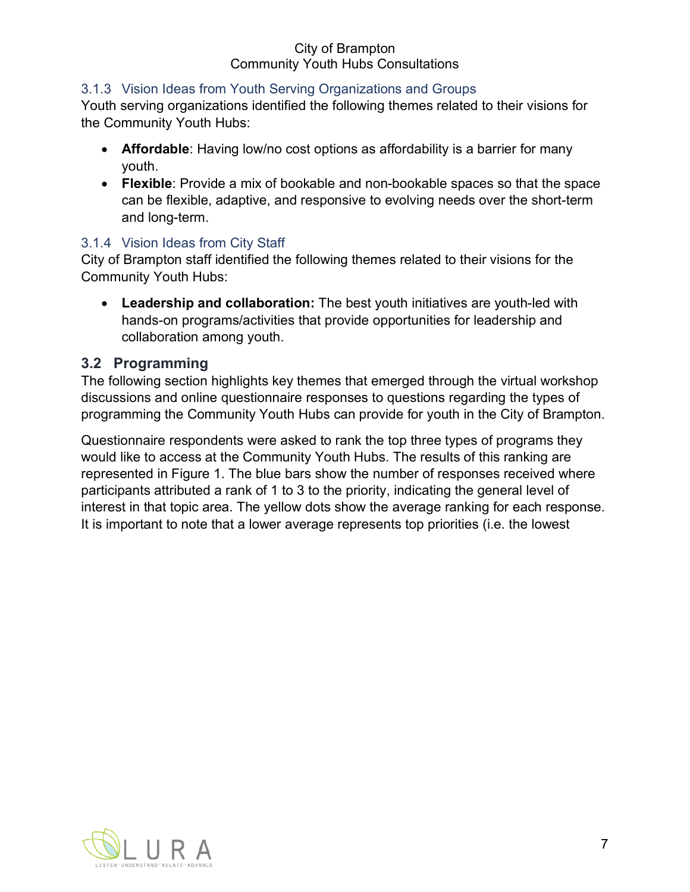### 3.1.3 Vision Ideas from Youth Serving Organizations and Groups

Youth serving organizations identified the following themes related to their visions for the Community Youth Hubs:

- **Affordable**: Having low/no cost options as affordability is a barrier for many youth.
- **Flexible**: Provide a mix of bookable and non-bookable spaces so that the space can be flexible, adaptive, and responsive to evolving needs over the short-term and long-term.

### 3.1.4 Vision Ideas from City Staff

City of Brampton staff identified the following themes related to their visions for the Community Youth Hubs:

- **Leadership and collaboration:** The best youth initiatives are youth-led with hands-on programs/activities that provide opportunities for leadership and collaboration among youth.

## 3.2 Programming

The following section highlights key themes that emerged through the virtual workshop discussions and online questionnaire responses to questions regarding the types of programming the Community Youth Hubs can provide for youth in the City of Brampton.

Questionnaire respondents were asked to rank the top three types of programs they would like to access at the Community Youth Hubs. The results of this ranking are represented in Figure 1. The blue bars show the number of responses received where participants attributed a rank of 1 to 3 to the priority, indicating the general level of interest in that topic area. The yellow dots show the average ranking for each response. It is important to note that a lower average represents top priorities (i.e. the lowest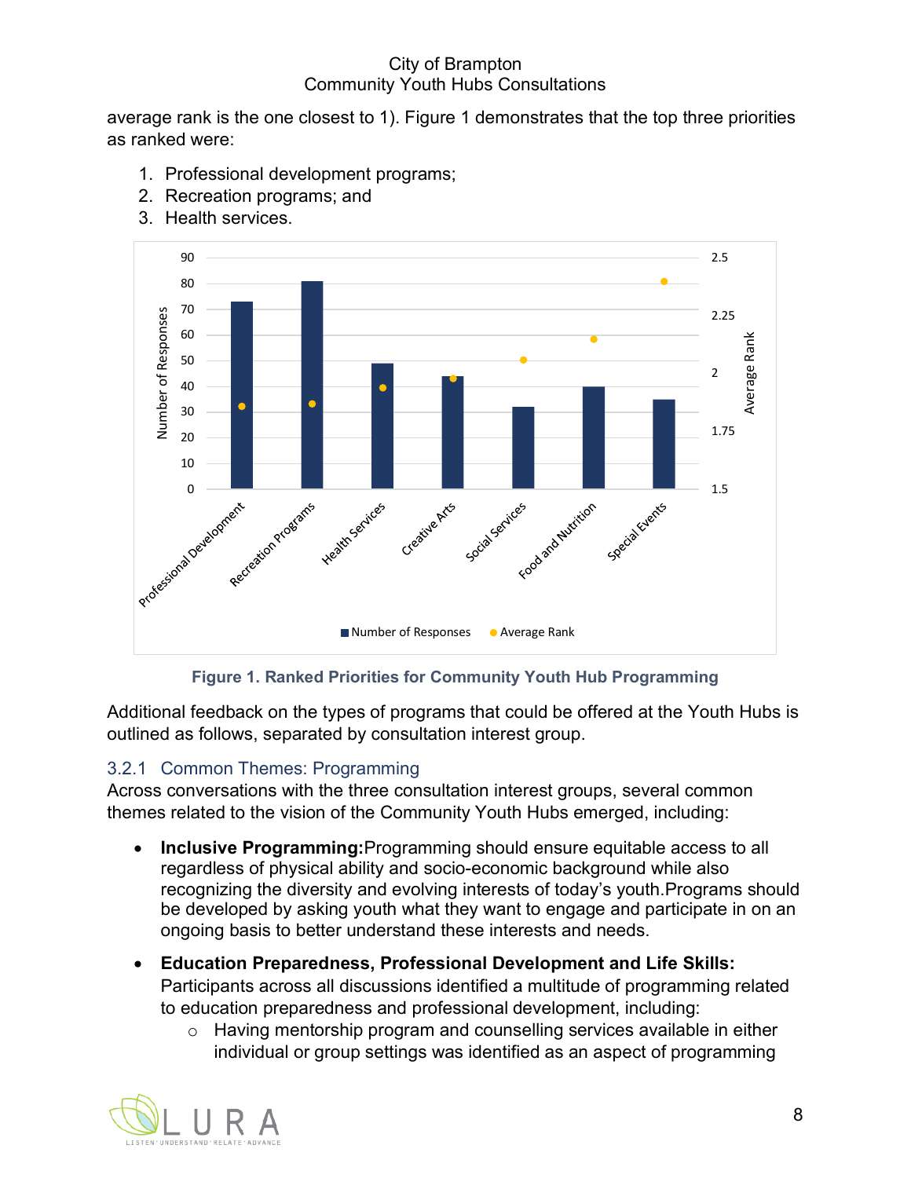average rank is the one closest to 1). Figure 1 demonstrates that the top three priorities as ranked were:

1. Professional development programs;
2. Recreation programs; and
3. Health services.

**Figure 1. Ranked Priorities for Community Youth Hub Programming**

Additional feedback on the types of programs that could be offered at the Youth Hubs is outlined as follows, separated by consultation interest group.

### 3.2.1 Common Themes: Programming

Across conversations with the three consultation interest groups, several common themes related to the vision of the Community Youth Hubs emerged, including:

- **Inclusive Programming:**Programming should ensure equitable access to all regardless of physical ability and socio-economic background while also recognizing the diversity and evolving interests of today's youth.Programs should be developed by asking youth what they want to engage and participate in on an ongoing basis to better understand these interests and needs.
- **Education Preparedness, Professional Development and Life Skills:** Participants across all discussions identified a multitude of programming related to education preparedness and professional development, including:
  - Having mentorship program and counselling services available in either individual or group settings was identified as an aspect of programming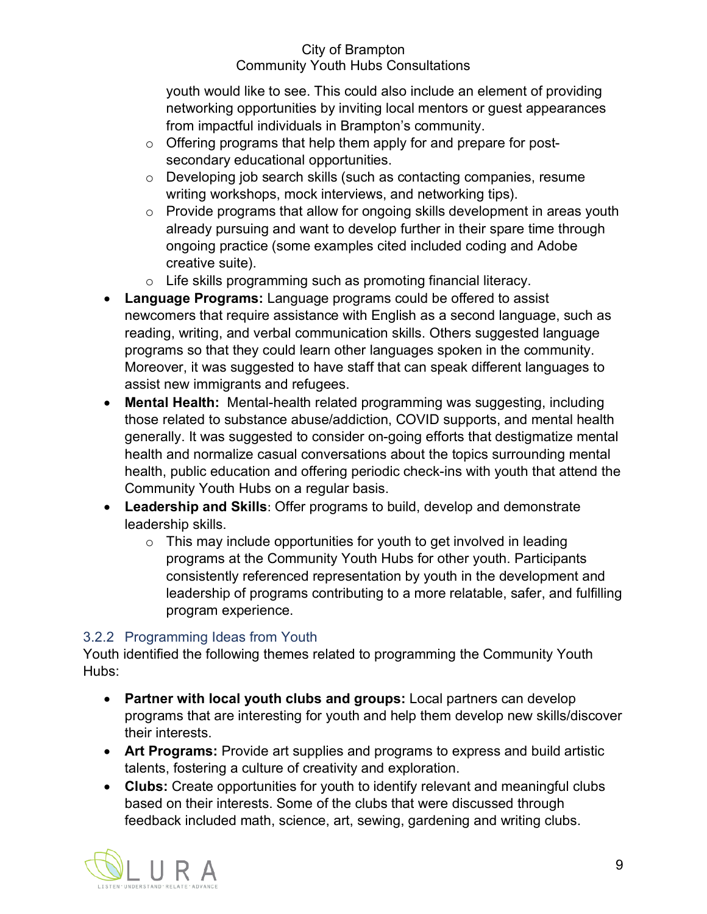youth would like to see. This could also include an element of providing networking opportunities by inviting local mentors or guest appearances from impactful individuals in Brampton's community.
    - Offering programs that help them apply for and prepare for post-secondary educational opportunities.
    - Developing job search skills (such as contacting companies, resume writing workshops, mock interviews, and networking tips).
    - Provide programs that allow for ongoing skills development in areas youth already pursuing and want to develop further in their spare time through ongoing practice (some examples cited included coding and Adobe creative suite).
    - Life skills programming such as promoting financial literacy.
- **Language Programs:** Language programs could be offered to assist newcomers that require assistance with English as a second language, such as reading, writing, and verbal communication skills. Others suggested language programs so that they could learn other languages spoken in the community. Moreover, it was suggested to have staff that can speak different languages to assist new immigrants and refugees.
- **Mental Health:** Mental-health related programming was suggesting, including those related to substance abuse/addiction, COVID supports, and mental health generally. It was suggested to consider on-going efforts that destigmatize mental health and normalize casual conversations about the topics surrounding mental health, public education and offering periodic check-ins with youth that attend the Community Youth Hubs on a regular basis.
- **Leadership and Skills**: Offer programs to build, develop and demonstrate leadership skills.
    - This may include opportunities for youth to get involved in leading programs at the Community Youth Hubs for other youth. Participants consistently referenced representation by youth in the development and leadership of programs contributing to a more relatable, safer, and fulfilling program experience.

### 3.2.2 Programming Ideas from Youth

Youth identified the following themes related to programming the Community Youth Hubs:

- **Partner with local youth clubs and groups:** Local partners can develop programs that are interesting for youth and help them develop new skills/discover their interests.
- **Art Programs:** Provide art supplies and programs to express and build artistic talents, fostering a culture of creativity and exploration.
- **Clubs:** Create opportunities for youth to identify relevant and meaningful clubs based on their interests. Some of the clubs that were discussed through feedback included math, science, art, sewing, gardening and writing clubs.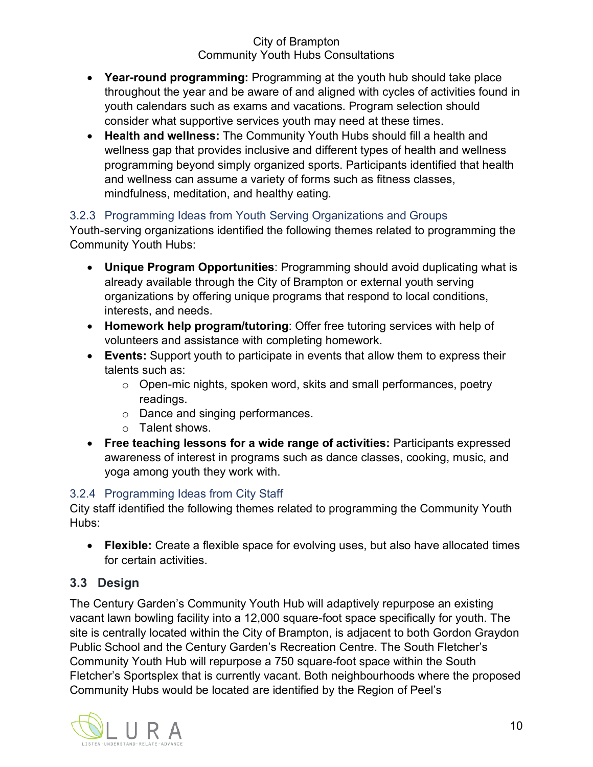- **Year-round programming:** Programming at the youth hub should take place throughout the year and be aware of and aligned with cycles of activities found in youth calendars such as exams and vacations. Program selection should consider what supportive services youth may need at these times.
- **Health and wellness:** The Community Youth Hubs should fill a health and wellness gap that provides inclusive and different types of health and wellness programming beyond simply organized sports. Participants identified that health and wellness can assume a variety of forms such as fitness classes, mindfulness, meditation, and healthy eating.

### 3.2.3 Programming Ideas from Youth Serving Organizations and Groups

Youth-serving organizations identified the following themes related to programming the Community Youth Hubs:

- **Unique Program Opportunities**: Programming should avoid duplicating what is already available through the City of Brampton or external youth serving organizations by offering unique programs that respond to local conditions, interests, and needs.
- **Homework help program/tutoring**: Offer free tutoring services with help of volunteers and assistance with completing homework.
- **Events:** Support youth to participate in events that allow them to express their talents such as:
  - Open-mic nights, spoken word, skits and small performances, poetry readings.
  - Dance and singing performances.
  - Talent shows.
- **Free teaching lessons for a wide range of activities:** Participants expressed awareness of interest in programs such as dance classes, cooking, music, and yoga among youth they work with.

### 3.2.4 Programming Ideas from City Staff

City staff identified the following themes related to programming the Community Youth Hubs:

- **Flexible:** Create a flexible space for evolving uses, but also have allocated times for certain activities.

## 3.3 Design

The Century Garden's Community Youth Hub will adaptively repurpose an existing vacant lawn bowling facility into a 12,000 square-foot space specifically for youth. The site is centrally located within the City of Brampton, is adjacent to both Gordon Graydon Public School and the Century Garden's Recreation Centre. The South Fletcher's Community Youth Hub will repurpose a 750 square-foot space within the South Fletcher's Sportsplex that is currently vacant. Both neighbourhoods where the proposed Community Hubs would be located are identified by the Region of Peel's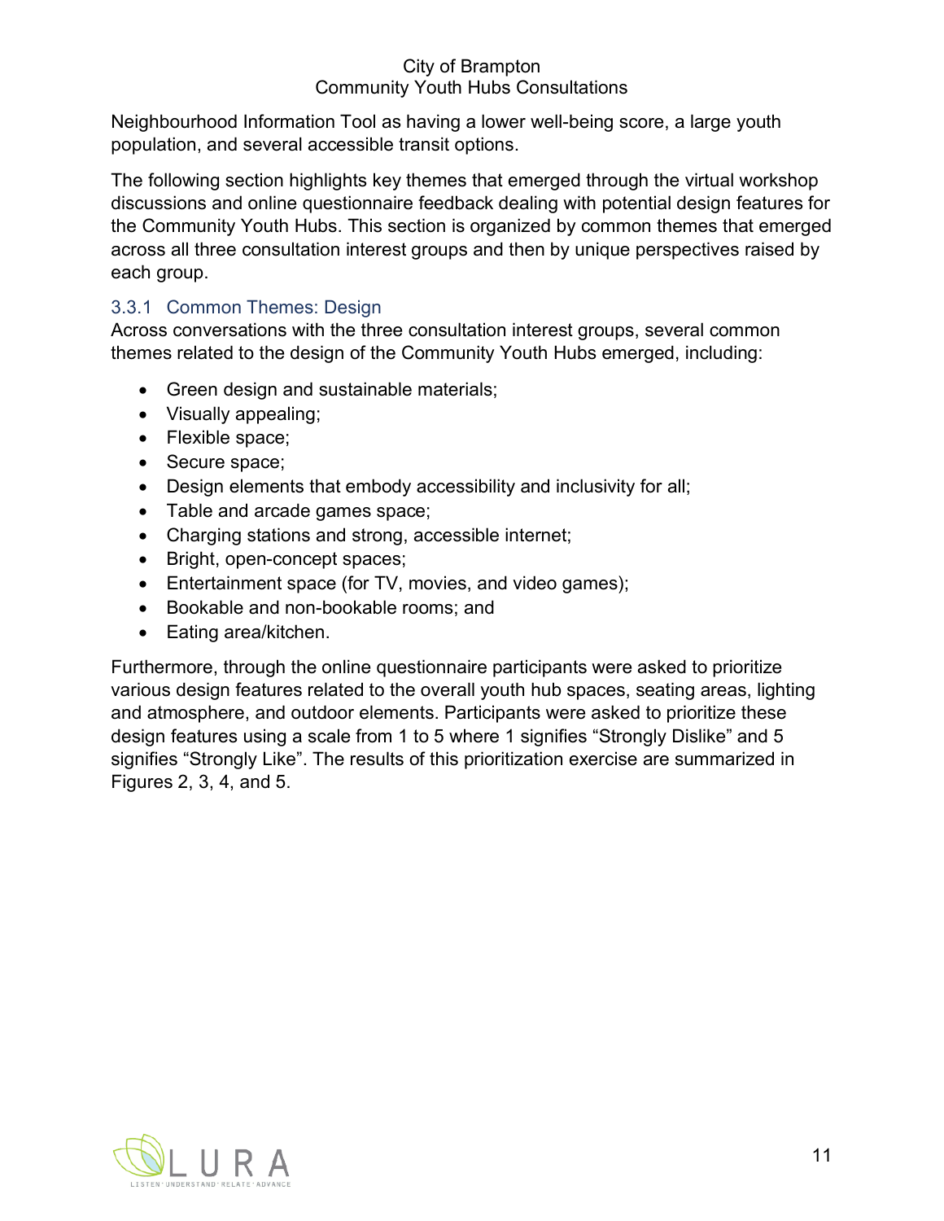Neighbourhood Information Tool as having a lower well-being score, a large youth population, and several accessible transit options.

The following section highlights key themes that emerged through the virtual workshop discussions and online questionnaire feedback dealing with potential design features for the Community Youth Hubs. This section is organized by common themes that emerged across all three consultation interest groups and then by unique perspectives raised by each group.

### 3.3.1 Common Themes: Design

Across conversations with the three consultation interest groups, several common themes related to the design of the Community Youth Hubs emerged, including:

- Green design and sustainable materials;
- Visually appealing;
- Flexible space;
- Secure space;
- Design elements that embody accessibility and inclusivity for all;
- Table and arcade games space;
- Charging stations and strong, accessible internet;
- Bright, open-concept spaces;
- Entertainment space (for TV, movies, and video games);
- Bookable and non-bookable rooms; and
- Eating area/kitchen.

Furthermore, through the online questionnaire participants were asked to prioritize various design features related to the overall youth hub spaces, seating areas, lighting and atmosphere, and outdoor elements. Participants were asked to prioritize these design features using a scale from 1 to 5 where 1 signifies "Strongly Dislike" and 5 signifies "Strongly Like". The results of this prioritization exercise are summarized in Figures 2, 3, 4, and 5.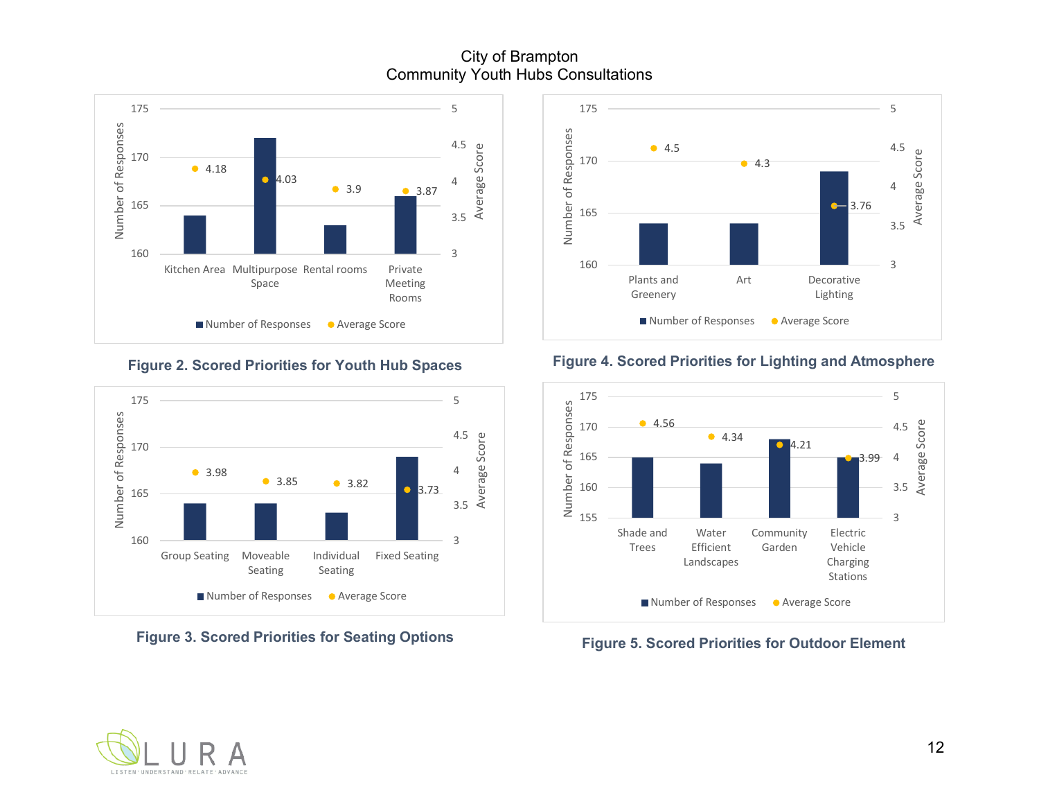City of Brampton
Community Youth Hubs Consultations

| | Kitchen Area | Multipurpose Space | Rental rooms | Private Meeting Rooms |
|---|---|---|---|---|
| Average Score | 4.18 | 4.03 | 3.9 | 3.87 |

**Figure 2. Scored Priorities for Youth Hub Spaces**

| | Plants and Greenery | Art | Decorative Lighting |
|---|---|---|---|
| Average Score | 4.5 | 4.3 | 3.76 |

**Figure 4. Scored Priorities for Lighting and Atmosphere**

| | Group Seating | Moveable Seating | Individual Seating | Fixed Seating |
|---|---|---|---|---|
| Average Score | 3.98 | 3.85 | 3.82 | 3.73 |

**Figure 3. Scored Priorities for Seating Options**

| | Shade and Trees | Water Efficient Landscapes | Community Garden | Electric Vehicle Charging Stations |
|---|---|---|---|---|
| Average Score | 4.56 | 4.34 | 4.21 | 3.99 |

**Figure 5. Scored Priorities for Outdoor Element**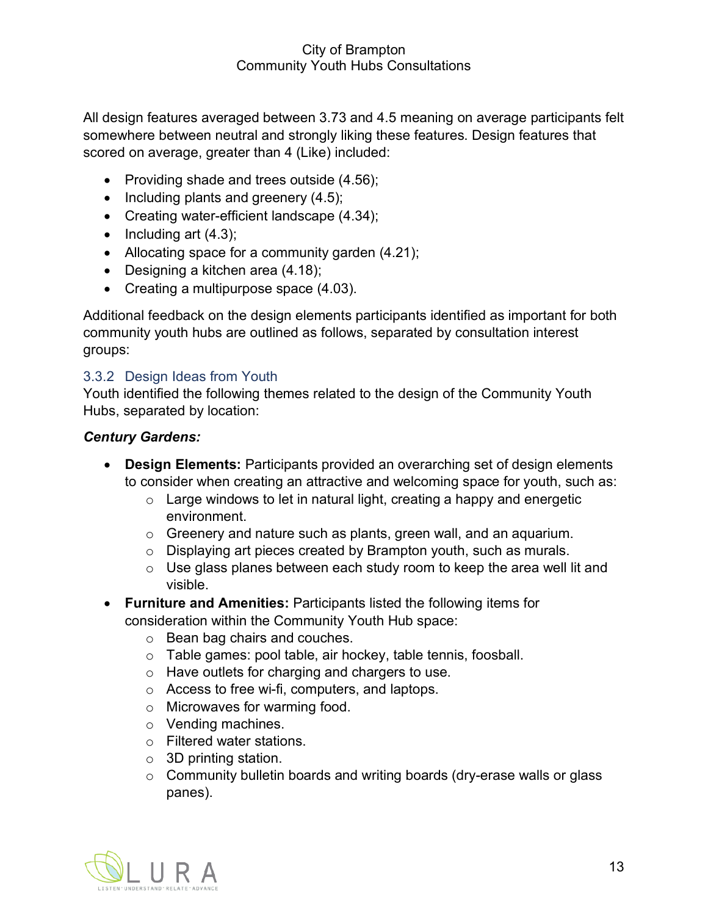All design features averaged between 3.73 and 4.5 meaning on average participants felt somewhere between neutral and strongly liking these features. Design features that scored on average, greater than 4 (Like) included:

- Providing shade and trees outside (4.56);
- Including plants and greenery (4.5);
- Creating water-efficient landscape (4.34);
- Including art (4.3);
- Allocating space for a community garden (4.21);
- Designing a kitchen area (4.18);
- Creating a multipurpose space (4.03).

Additional feedback on the design elements participants identified as important for both community youth hubs are outlined as follows, separated by consultation interest groups:

### 3.3.2 Design Ideas from Youth

Youth identified the following themes related to the design of the Community Youth Hubs, separated by location:

***Century Gardens:***

- **Design Elements:** Participants provided an overarching set of design elements to consider when creating an attractive and welcoming space for youth, such as:
  - Large windows to let in natural light, creating a happy and energetic environment.
  - Greenery and nature such as plants, green wall, and an aquarium.
  - Displaying art pieces created by Brampton youth, such as murals.
  - Use glass planes between each study room to keep the area well lit and visible.
- **Furniture and Amenities:** Participants listed the following items for consideration within the Community Youth Hub space:
  - Bean bag chairs and couches.
  - Table games: pool table, air hockey, table tennis, foosball.
  - Have outlets for charging and chargers to use.
  - Access to free wi-fi, computers, and laptops.
  - Microwaves for warming food.
  - Vending machines.
  - Filtered water stations.
  - 3D printing station.
  - Community bulletin boards and writing boards (dry-erase walls or glass panes).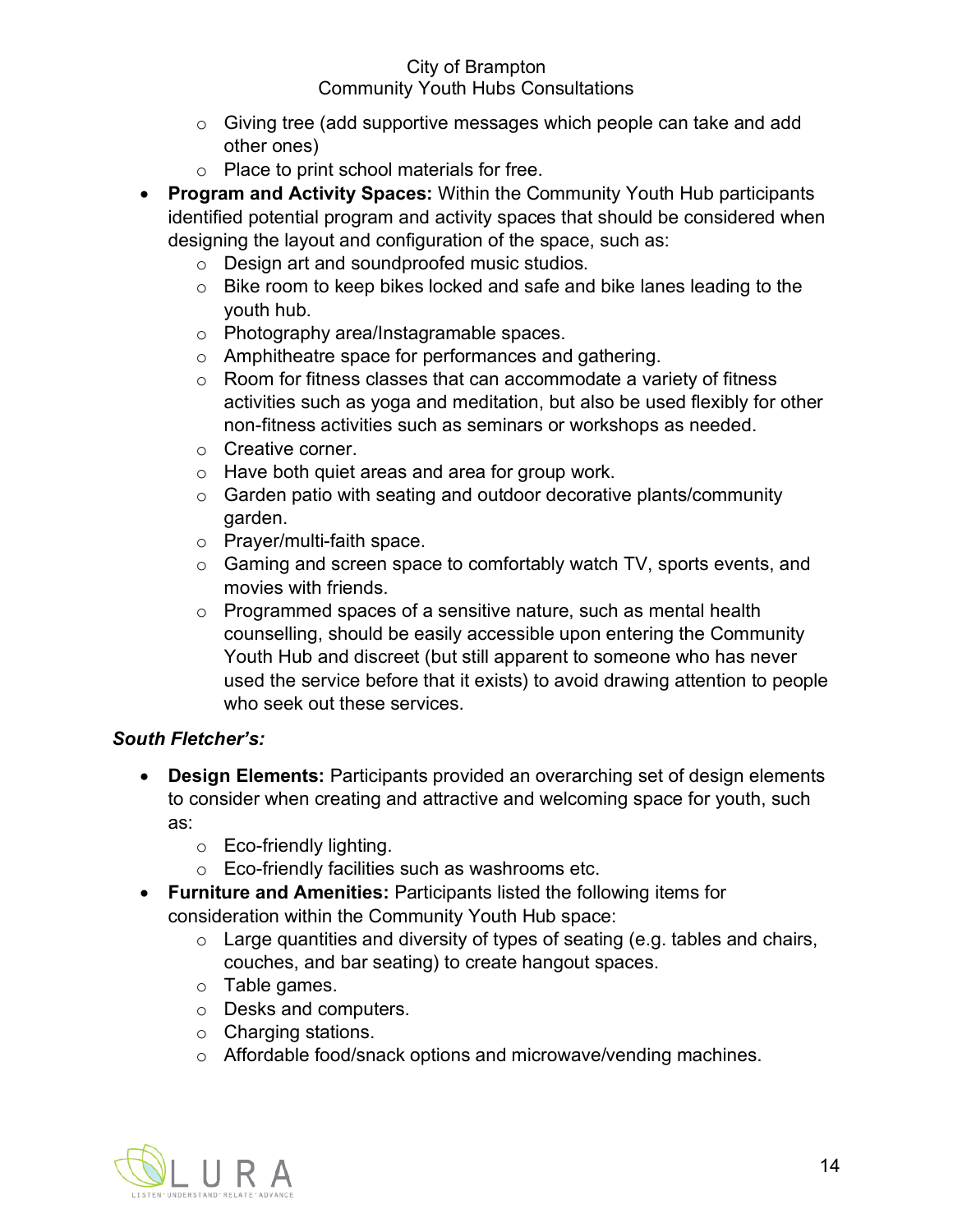- Giving tree (add supportive messages which people can take and add other ones)
  - Place to print school materials for free.
- **Program and Activity Spaces:** Within the Community Youth Hub participants identified potential program and activity spaces that should be considered when designing the layout and configuration of the space, such as:
  - Design art and soundproofed music studios.
  - Bike room to keep bikes locked and safe and bike lanes leading to the youth hub.
  - Photography area/Instagramable spaces.
  - Amphitheatre space for performances and gathering.
  - Room for fitness classes that can accommodate a variety of fitness activities such as yoga and meditation, but also be used flexibly for other non-fitness activities such as seminars or workshops as needed.
  - Creative corner.
  - Have both quiet areas and area for group work.
  - Garden patio with seating and outdoor decorative plants/community garden.
  - Prayer/multi-faith space.
  - Gaming and screen space to comfortably watch TV, sports events, and movies with friends.
  - Programmed spaces of a sensitive nature, such as mental health counselling, should be easily accessible upon entering the Community Youth Hub and discreet (but still apparent to someone who has never used the service before that it exists) to avoid drawing attention to people who seek out these services.

***South Fletcher's:***

- **Design Elements:** Participants provided an overarching set of design elements to consider when creating and attractive and welcoming space for youth, such as:
  - Eco-friendly lighting.
  - Eco-friendly facilities such as washrooms etc.
- **Furniture and Amenities:** Participants listed the following items for consideration within the Community Youth Hub space:
  - Large quantities and diversity of types of seating (e.g. tables and chairs, couches, and bar seating) to create hangout spaces.
  - Table games.
  - Desks and computers.
  - Charging stations.
  - Affordable food/snack options and microwave/vending machines.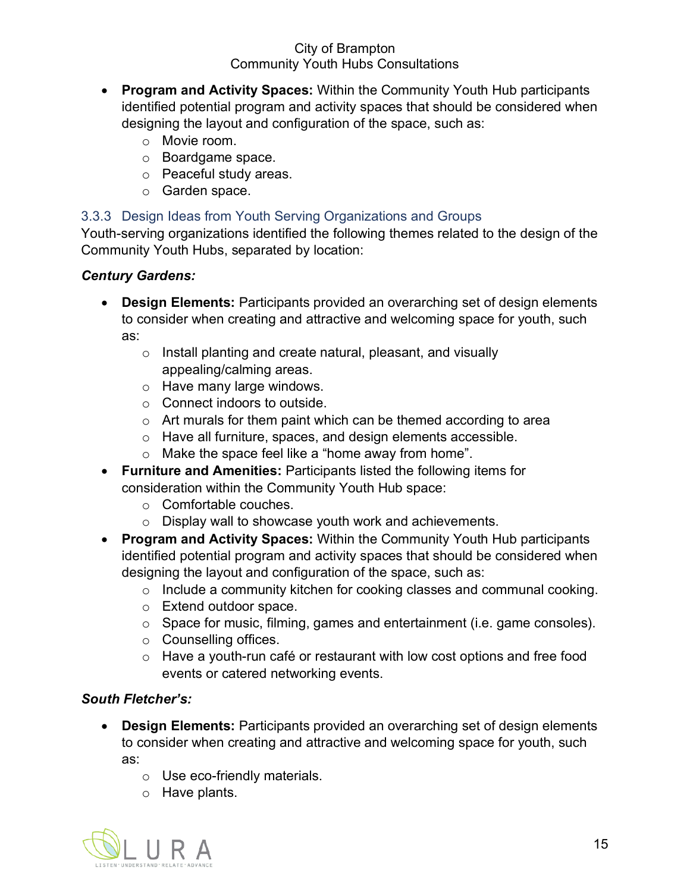- **Program and Activity Spaces:** Within the Community Youth Hub participants identified potential program and activity spaces that should be considered when designing the layout and configuration of the space, such as:
  - Movie room.
  - Boardgame space.
  - Peaceful study areas.
  - Garden space.

### 3.3.3 Design Ideas from Youth Serving Organizations and Groups

Youth-serving organizations identified the following themes related to the design of the Community Youth Hubs, separated by location:

***Century Gardens:***

- **Design Elements:** Participants provided an overarching set of design elements to consider when creating and attractive and welcoming space for youth, such as:
  - Install planting and create natural, pleasant, and visually appealing/calming areas.
  - Have many large windows.
  - Connect indoors to outside.
  - Art murals for them paint which can be themed according to area
  - Have all furniture, spaces, and design elements accessible.
  - Make the space feel like a “home away from home”.
- **Furniture and Amenities:** Participants listed the following items for consideration within the Community Youth Hub space:
  - Comfortable couches.
  - Display wall to showcase youth work and achievements.
- **Program and Activity Spaces:** Within the Community Youth Hub participants identified potential program and activity spaces that should be considered when designing the layout and configuration of the space, such as:
  - Include a community kitchen for cooking classes and communal cooking.
  - Extend outdoor space.
  - Space for music, filming, games and entertainment (i.e. game consoles).
  - Counselling offices.
  - Have a youth-run café or restaurant with low cost options and free food events or catered networking events.

***South Fletcher’s:***

- **Design Elements:** Participants provided an overarching set of design elements to consider when creating and attractive and welcoming space for youth, such as:
  - Use eco-friendly materials.
  - Have plants.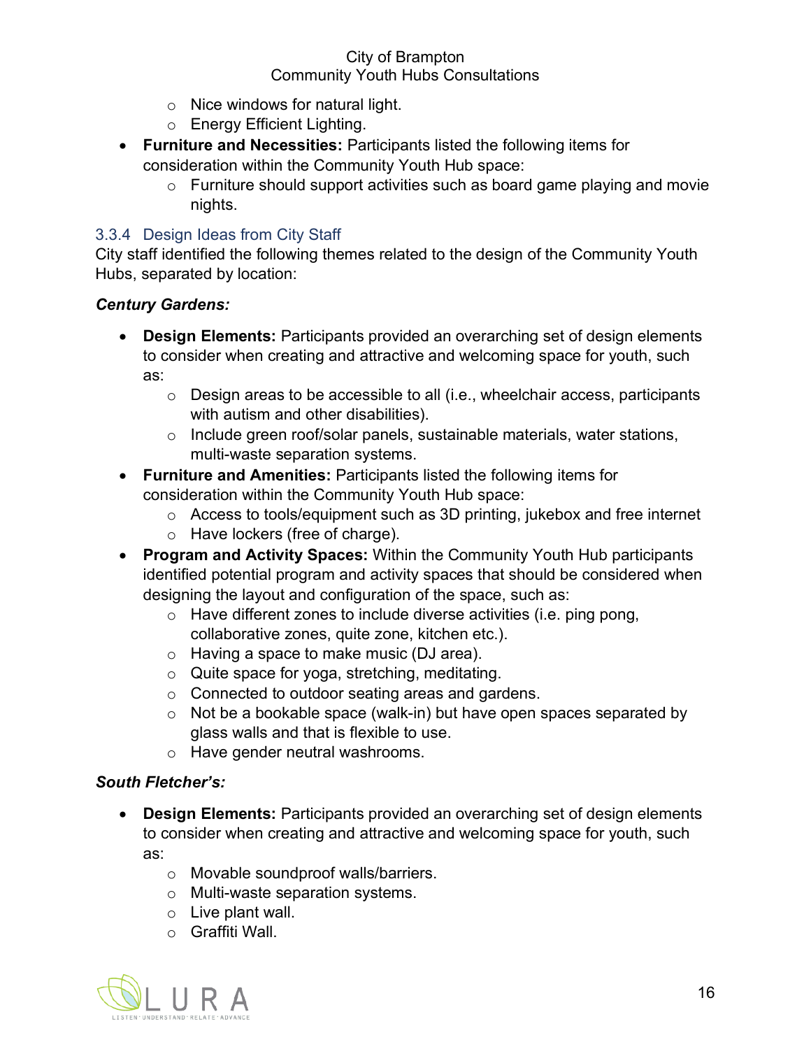- Nice windows for natural light.
    - Energy Efficient Lighting.
- **Furniture and Necessities:** Participants listed the following items for consideration within the Community Youth Hub space:
    - Furniture should support activities such as board game playing and movie nights.

### 3.3.4 Design Ideas from City Staff

City staff identified the following themes related to the design of the Community Youth Hubs, separated by location:

***Century Gardens:***

- **Design Elements:** Participants provided an overarching set of design elements to consider when creating and attractive and welcoming space for youth, such as:
    - Design areas to be accessible to all (i.e., wheelchair access, participants with autism and other disabilities).
    - Include green roof/solar panels, sustainable materials, water stations, multi-waste separation systems.
- **Furniture and Amenities:** Participants listed the following items for consideration within the Community Youth Hub space:
    - Access to tools/equipment such as 3D printing, jukebox and free internet
    - Have lockers (free of charge).
- **Program and Activity Spaces:** Within the Community Youth Hub participants identified potential program and activity spaces that should be considered when designing the layout and configuration of the space, such as:
    - Have different zones to include diverse activities (i.e. ping pong, collaborative zones, quite zone, kitchen etc.).
    - Having a space to make music (DJ area).
    - Quite space for yoga, stretching, meditating.
    - Connected to outdoor seating areas and gardens.
    - Not be a bookable space (walk-in) but have open spaces separated by glass walls and that is flexible to use.
    - Have gender neutral washrooms.

***South Fletcher's:***

- **Design Elements:** Participants provided an overarching set of design elements to consider when creating and attractive and welcoming space for youth, such as:
    - Movable soundproof walls/barriers.
    - Multi-waste separation systems.
    - Live plant wall.
    - Graffiti Wall.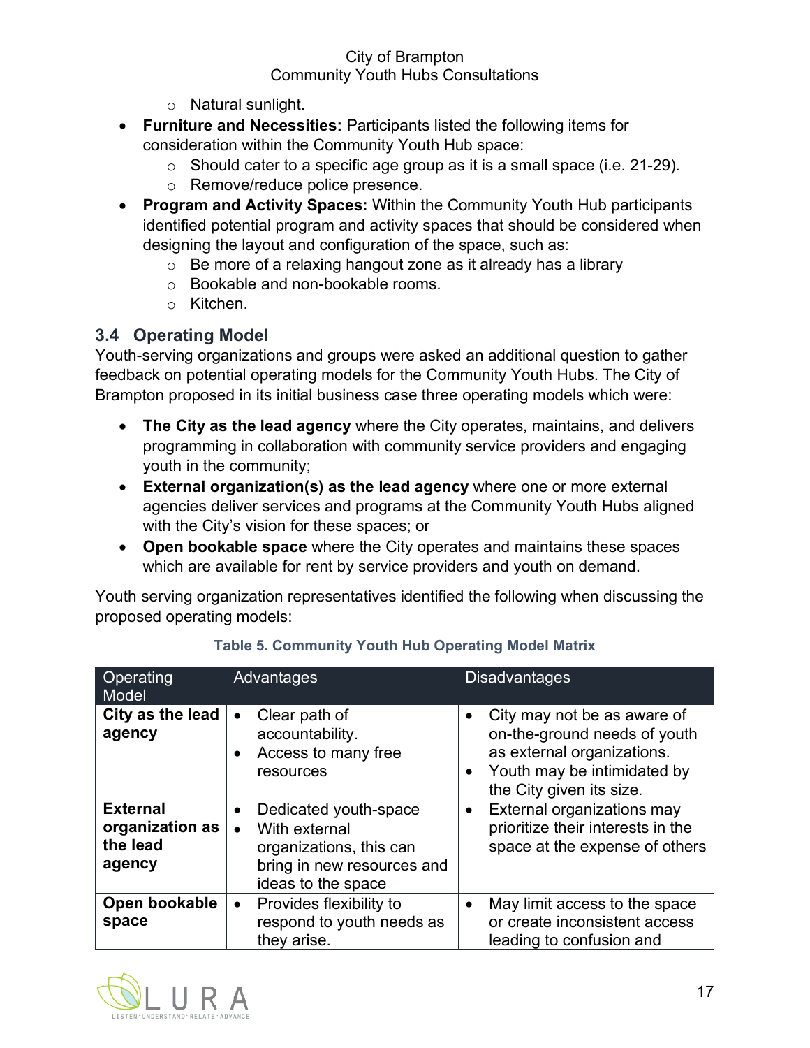- Natural sunlight.
- **Furniture and Necessities:** Participants listed the following items for consideration within the Community Youth Hub space:
    - Should cater to a specific age group as it is a small space (i.e. 21-29).
    - Remove/reduce police presence.
- **Program and Activity Spaces:** Within the Community Youth Hub participants identified potential program and activity spaces that should be considered when designing the layout and configuration of the space, such as:
    - Be more of a relaxing hangout zone as it already has a library
    - Bookable and non-bookable rooms.
    - Kitchen.

## 3.4 Operating Model

Youth-serving organizations and groups were asked an additional question to gather feedback on potential operating models for the Community Youth Hubs. The City of Brampton proposed in its initial business case three operating models which were:

- **The City as the lead agency** where the City operates, maintains, and delivers programming in collaboration with community service providers and engaging youth in the community;
- **External organization(s) as the lead agency** where one or more external agencies deliver services and programs at the Community Youth Hubs aligned with the City's vision for these spaces; or
- **Open bookable space** where the City operates and maintains these spaces which are available for rent by service providers and youth on demand.

Youth serving organization representatives identified the following when discussing the proposed operating models:

**Table 5. Community Youth Hub Operating Model Matrix**

| Operating Model | Advantages | Disadvantages |
|---|---|---|
| **City as the lead agency** | • Clear path of accountability.<br>• Access to many free resources | • City may not be as aware of on-the-ground needs of youth as external organizations.<br>• Youth may be intimidated by the City given its size. |
| **External organization as the lead agency** | • Dedicated youth-space<br>• With external organizations, this can bring in new resources and ideas to the space | • External organizations may prioritize their interests in the space at the expense of others |
| **Open bookable space** | • Provides flexibility to respond to youth needs as they arise. | • May limit access to the space or create inconsistent access leading to confusion and |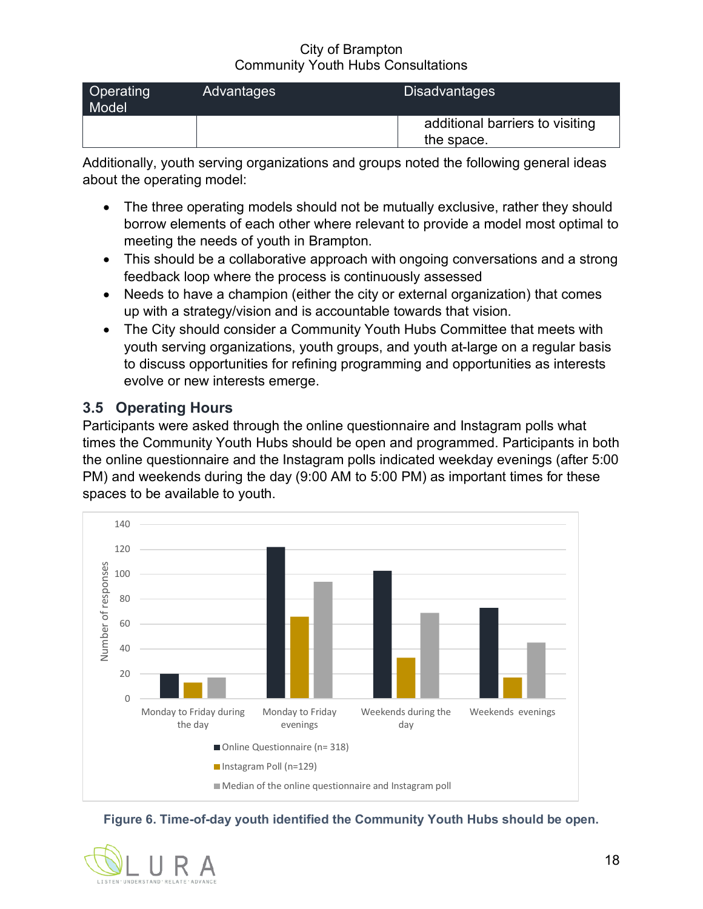| Operating Model | Advantages | Disadvantages |
| --- | --- | --- |
| | | additional barriers to visiting the space. |

Additionally, youth serving organizations and groups noted the following general ideas about the operating model:

- The three operating models should not be mutually exclusive, rather they should borrow elements of each other where relevant to provide a model most optimal to meeting the needs of youth in Brampton.
- This should be a collaborative approach with ongoing conversations and a strong feedback loop where the process is continuously assessed
- Needs to have a champion (either the city or external organization) that comes up with a strategy/vision and is accountable towards that vision.
- The City should consider a Community Youth Hubs Committee that meets with youth serving organizations, youth groups, and youth at-large on a regular basis to discuss opportunities for refining programming and opportunities as interests evolve or new interests emerge.

## 3.5 Operating Hours

Participants were asked through the online questionnaire and Instagram polls what times the Community Youth Hubs should be open and programmed. Participants in both the online questionnaire and the Instagram polls indicated weekday evenings (after 5:00 PM) and weekends during the day (9:00 AM to 5:00 PM) as important times for these spaces to be available to youth.

| | Online Questionnaire (n= 318) | Instagram Poll (n=129) | Median of the online questionnaire and Instagram poll |
| --- | --- | --- | --- |
| Monday to Friday during the day | 20 | 13 | 17 |
| Monday to Friday evenings | 122 | 66 | 94 |
| Weekends during the day | 103 | 33 | 69 |
| Weekends evenings | 73 | 17 | 45 |

**Figure 6. Time-of-day youth identified the Community Youth Hubs should be open.**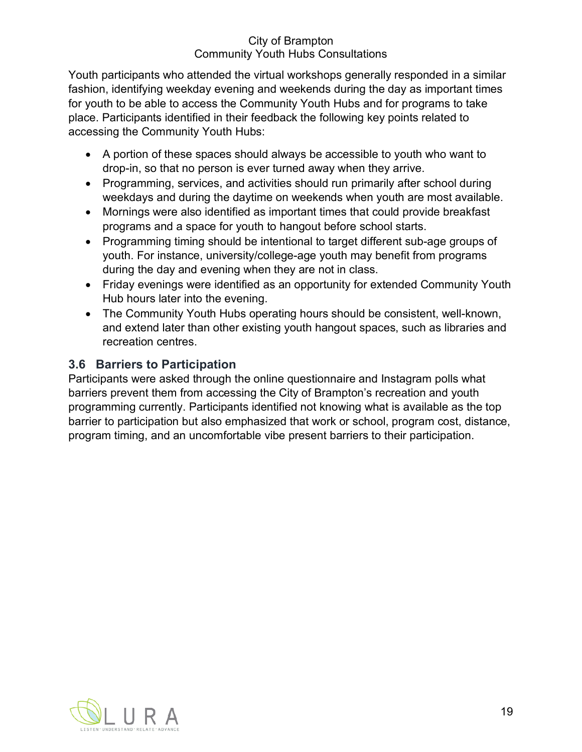Youth participants who attended the virtual workshops generally responded in a similar fashion, identifying weekday evening and weekends during the day as important times for youth to be able to access the Community Youth Hubs and for programs to take place. Participants identified in their feedback the following key points related to accessing the Community Youth Hubs:

- A portion of these spaces should always be accessible to youth who want to drop-in, so that no person is ever turned away when they arrive.
- Programming, services, and activities should run primarily after school during weekdays and during the daytime on weekends when youth are most available.
- Mornings were also identified as important times that could provide breakfast programs and a space for youth to hangout before school starts.
- Programming timing should be intentional to target different sub-age groups of youth. For instance, university/college-age youth may benefit from programs during the day and evening when they are not in class.
- Friday evenings were identified as an opportunity for extended Community Youth Hub hours later into the evening.
- The Community Youth Hubs operating hours should be consistent, well-known, and extend later than other existing youth hangout spaces, such as libraries and recreation centres.

## 3.6 Barriers to Participation

Participants were asked through the online questionnaire and Instagram polls what barriers prevent them from accessing the City of Brampton's recreation and youth programming currently. Participants identified not knowing what is available as the top barrier to participation but also emphasized that work or school, program cost, distance, program timing, and an uncomfortable vibe present barriers to their participation.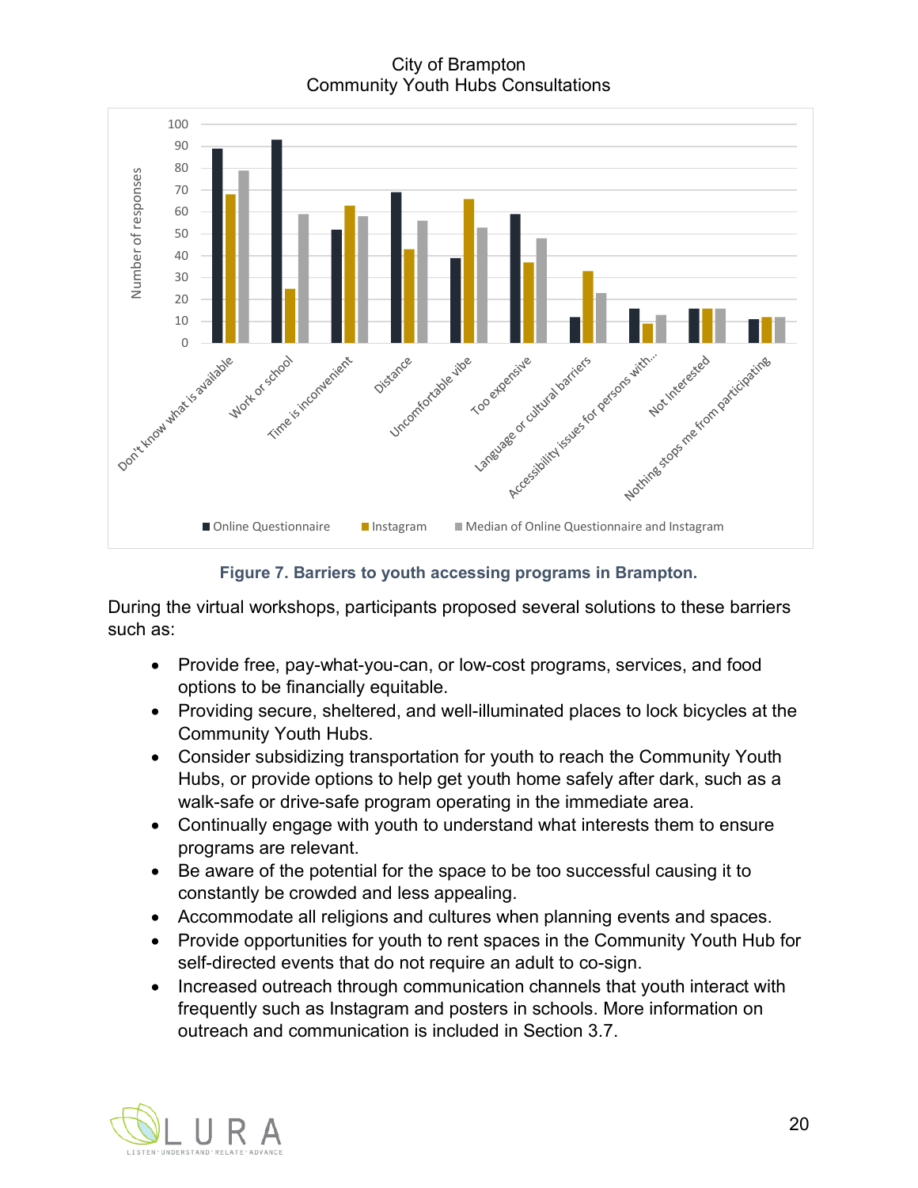City of Brampton
Community Youth Hubs Consultations

| Barrier | Online Questionnaire | Instagram | Median of Online Questionnaire and Instagram |
|---|---|---|---|
| Don't know what is available | 89 | 68 | 79 |
| Work or school | 93 | 25 | 59 |
| Time is inconvenient | 52 | 63 | 58 |
| Distance | 69 | 43 | 56 |
| Uncomfortable vibe | 39 | 66 | 53 |
| Too expensive | 59 | 37 | 48 |
| Language or cultural barriers | 12 | 33 | 23 |
| Accessibility issues for persons with... | 16 | 9 | 13 |
| Not Interested | 16 | 16 | 16 |
| Nothing stops me from participating | 11 | 12 | 12 |

**Figure 7. Barriers to youth accessing programs in Brampton.**

During the virtual workshops, participants proposed several solutions to these barriers such as:

- Provide free, pay-what-you-can, or low-cost programs, services, and food options to be financially equitable.
- Providing secure, sheltered, and well-illuminated places to lock bicycles at the Community Youth Hubs.
- Consider subsidizing transportation for youth to reach the Community Youth Hubs, or provide options to help get youth home safely after dark, such as a walk-safe or drive-safe program operating in the immediate area.
- Continually engage with youth to understand what interests them to ensure programs are relevant.
- Be aware of the potential for the space to be too successful causing it to constantly be crowded and less appealing.
- Accommodate all religions and cultures when planning events and spaces.
- Provide opportunities for youth to rent spaces in the Community Youth Hub for self-directed events that do not require an adult to co-sign.
- Increased outreach through communication channels that youth interact with frequently such as Instagram and posters in schools. More information on outreach and communication is included in Section 3.7.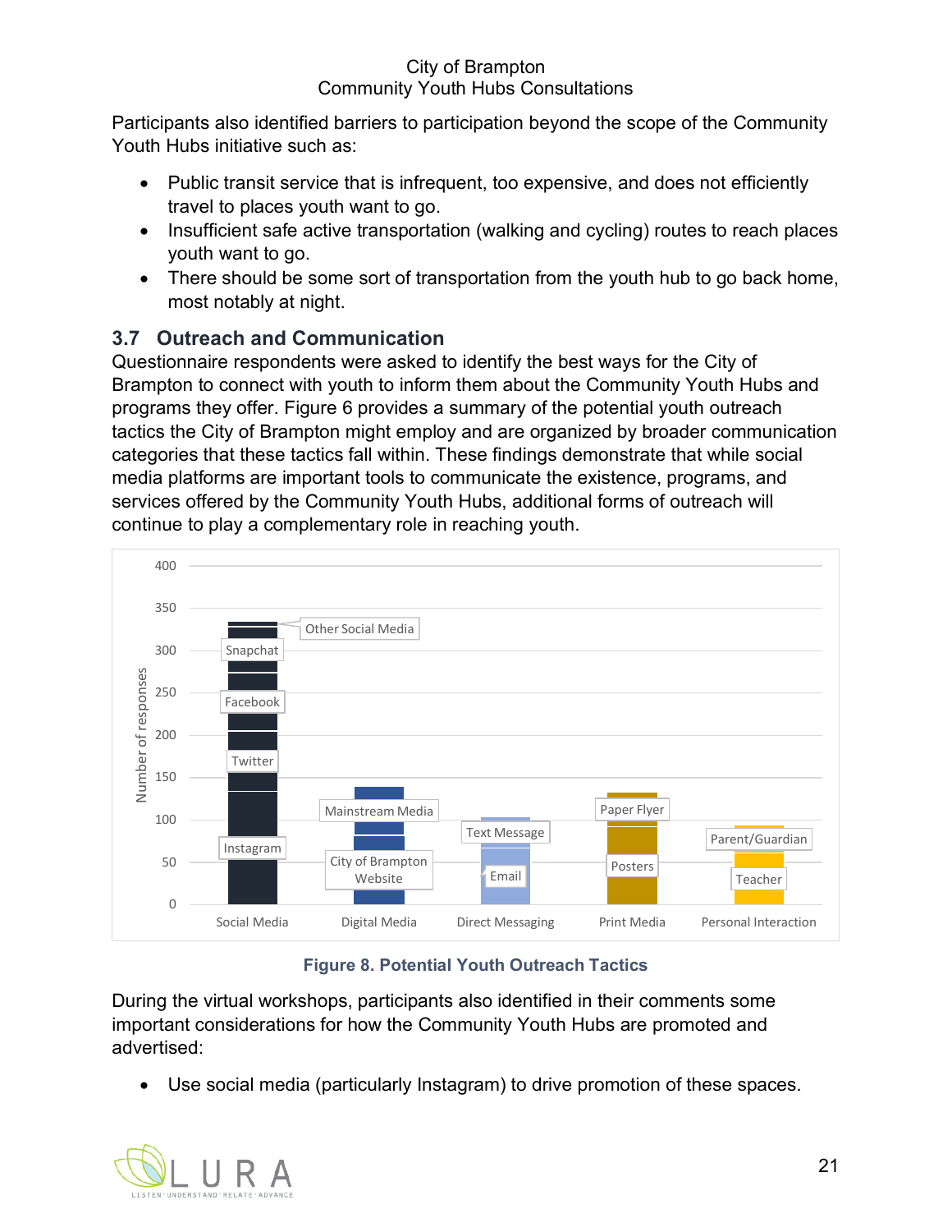Participants also identified barriers to participation beyond the scope of the Community Youth Hubs initiative such as:

- Public transit service that is infrequent, too expensive, and does not efficiently travel to places youth want to go.
- Insufficient safe active transportation (walking and cycling) routes to reach places youth want to go.
- There should be some sort of transportation from the youth hub to go back home, most notably at night.

## 3.7 Outreach and Communication

Questionnaire respondents were asked to identify the best ways for the City of Brampton to connect with youth to inform them about the Community Youth Hubs and programs they offer. Figure 6 provides a summary of the potential youth outreach tactics the City of Brampton might employ and are organized by broader communication categories that these tactics fall within. These findings demonstrate that while social media platforms are important tools to communicate the existence, programs, and services offered by the Community Youth Hubs, additional forms of outreach will continue to play a complementary role in reaching youth.

**Figure 8. Potential Youth Outreach Tactics**

During the virtual workshops, participants also identified in their comments some important considerations for how the Community Youth Hubs are promoted and advertised:

- Use social media (particularly Instagram) to drive promotion of these spaces.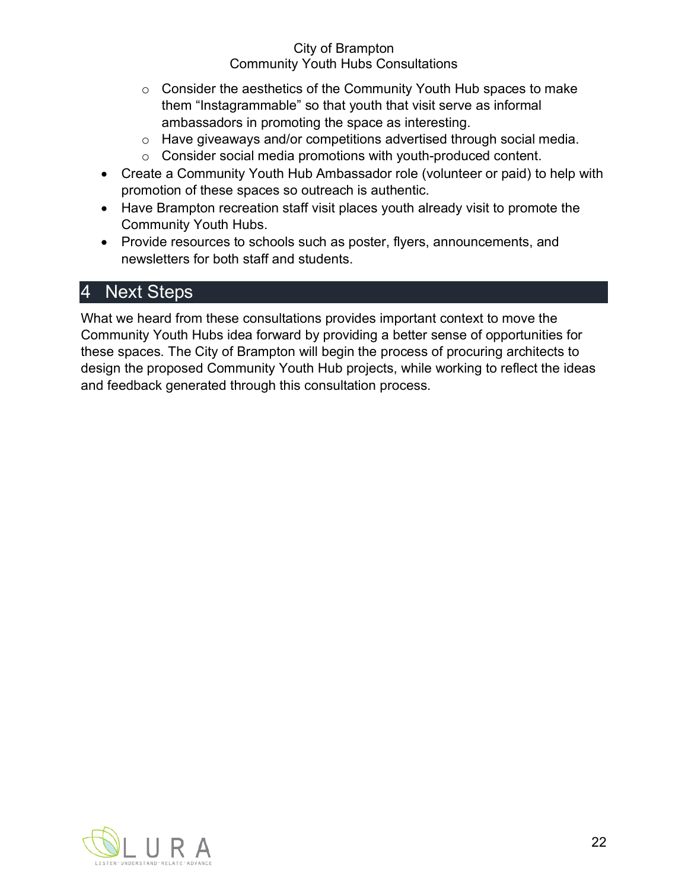- Consider the aesthetics of the Community Youth Hub spaces to make them "Instagrammable" so that youth that visit serve as informal ambassadors in promoting the space as interesting.
  - Have giveaways and/or competitions advertised through social media.
  - Consider social media promotions with youth-produced content.
- Create a Community Youth Hub Ambassador role (volunteer or paid) to help with promotion of these spaces so outreach is authentic.
- Have Brampton recreation staff visit places youth already visit to promote the Community Youth Hubs.
- Provide resources to schools such as poster, flyers, announcements, and newsletters for both staff and students.

# 4 Next Steps

What we heard from these consultations provides important context to move the Community Youth Hubs idea forward by providing a better sense of opportunities for these spaces. The City of Brampton will begin the process of procuring architects to design the proposed Community Youth Hub projects, while working to reflect the ideas and feedback generated through this consultation process.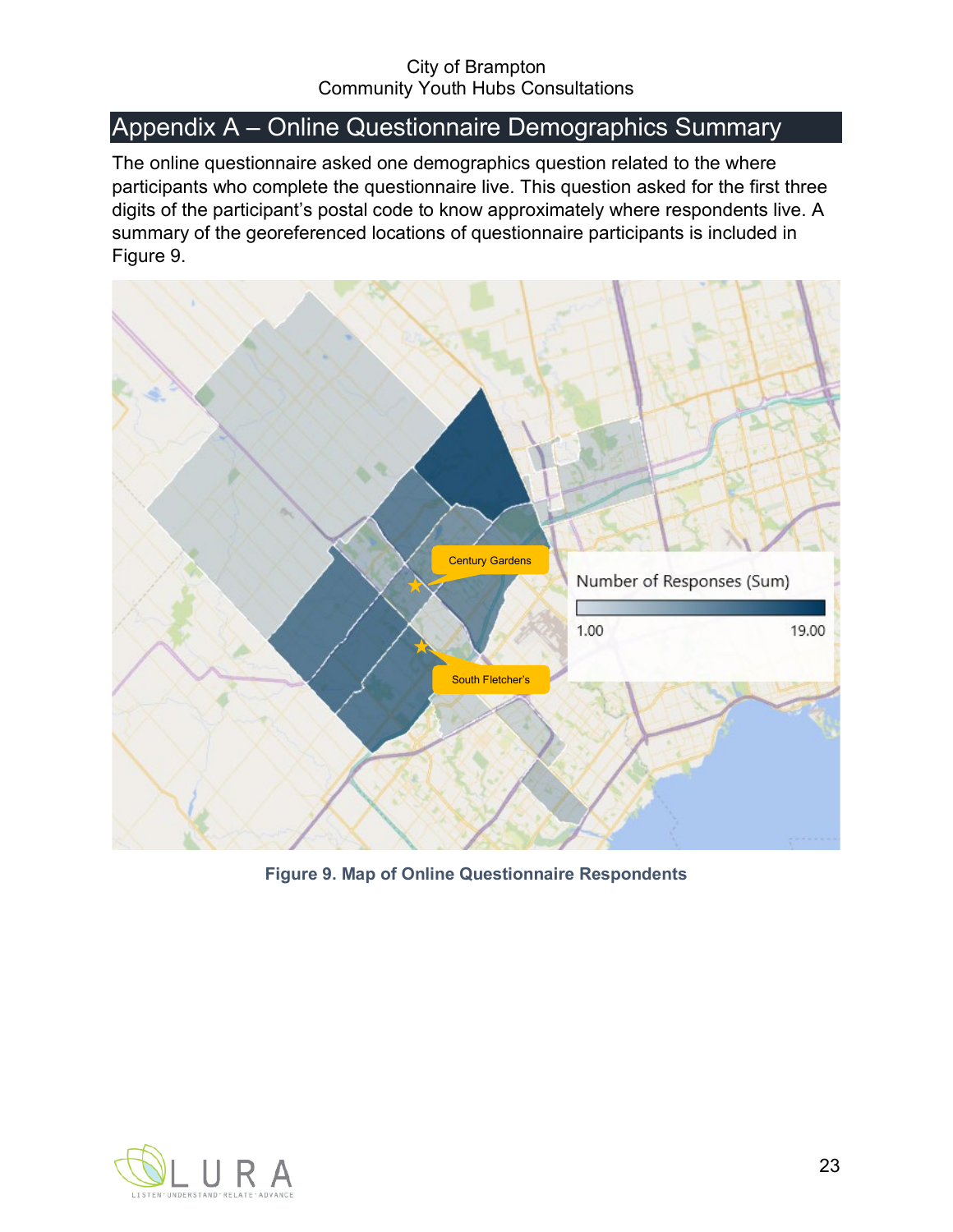# Appendix A – Online Questionnaire Demographics Summary

The online questionnaire asked one demographics question related to the where participants who complete the questionnaire live. This question asked for the first three digits of the participant's postal code to know approximately where respondents live. A summary of the georeferenced locations of questionnaire participants is included in Figure 9.

Century Gardens

South Fletcher's

Number of Responses (Sum)

1.00

19.00

**Figure 9. Map of Online Questionnaire Respondents**